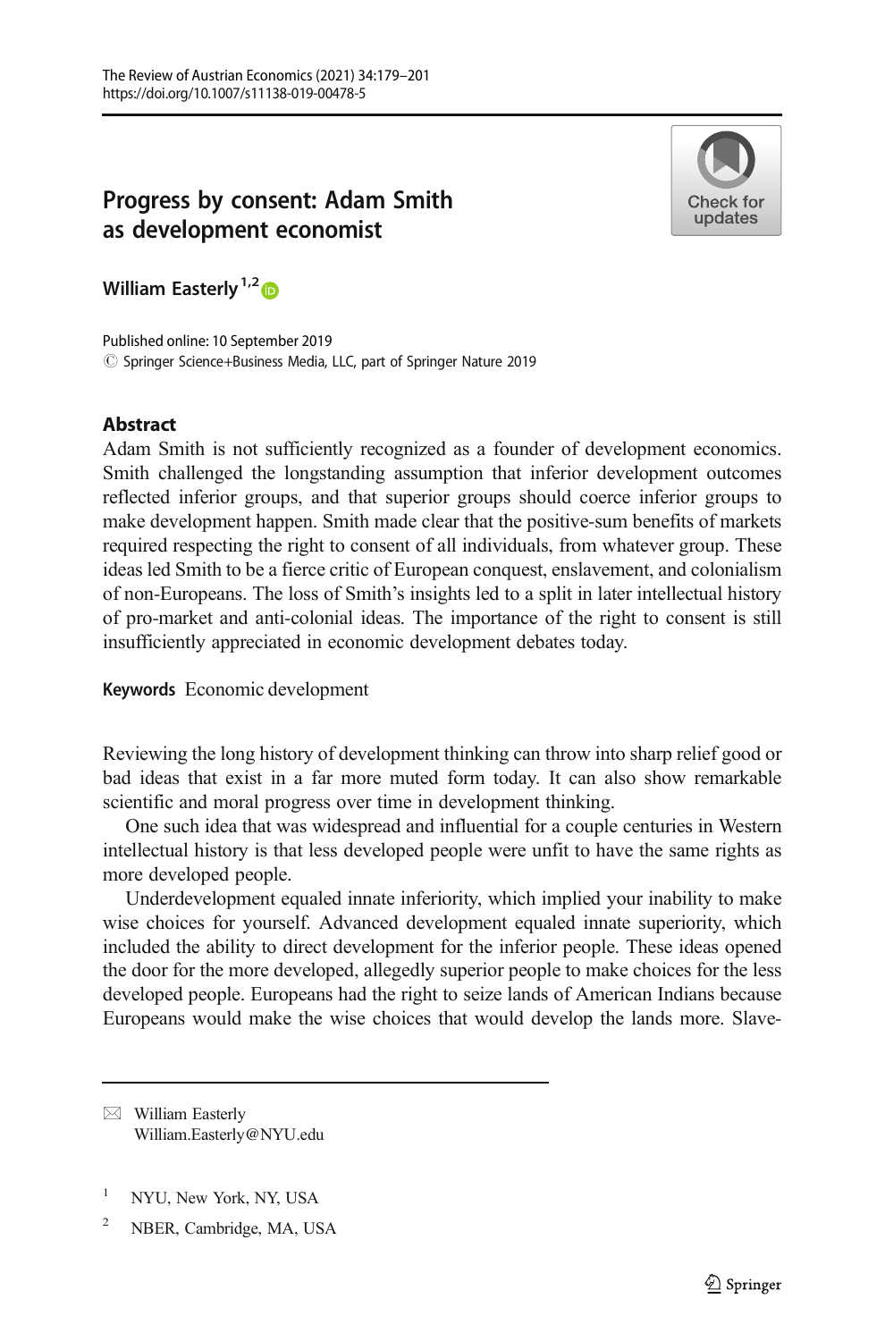# Progress by consent: Adam Smith as development economist

**William Easterly** [1,2]

Published online: 10 September 2019
© Springer Science+Business Media, LLC, part of Springer Nature 2019

## Abstract

Adam Smith is not sufficiently recognized as a founder of development economics. Smith challenged the longstanding assumption that inferior development outcomes reflected inferior groups, and that superior groups should coerce inferior groups to make development happen. Smith made clear that the positive-sum benefits of markets required respecting the right to consent of all individuals, from whatever group. These ideas led Smith to be a fierce critic of European conquest, enslavement, and colonialism of non-Europeans. The loss of Smith's insights led to a split in later intellectual history of pro-market and anti-colonial ideas. The importance of the right to consent is still insufficiently appreciated in economic development debates today.

**Keywords** Economic development

Reviewing the long history of development thinking can throw into sharp relief good or bad ideas that exist in a far more muted form today. It can also show remarkable scientific and moral progress over time in development thinking.

One such idea that was widespread and influential for a couple centuries in Western intellectual history is that less developed people were unfit to have the same rights as more developed people.

Underdevelopment equaled innate inferiority, which implied your inability to make wise choices for yourself. Advanced development equaled innate superiority, which included the ability to direct development for the inferior people. These ideas opened the door for the more developed, allegedly superior people to make choices for the less developed people. Europeans had the right to seize lands of American Indians because Europeans would make the wise choices that would develop the lands more. Slave-

---

✉ William Easterly
William.Easterly@NYU.edu

[1] NYU, New York, NY, USA

[2] NBER, Cambridge, MA, USA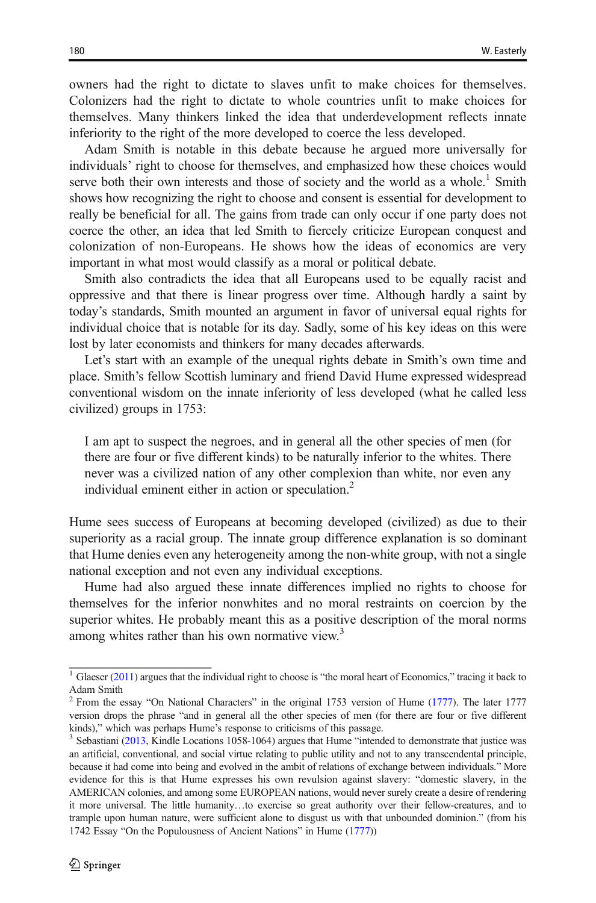owners had the right to dictate to slaves unfit to make choices for themselves. Colonizers had the right to dictate to whole countries unfit to make choices for themselves. Many thinkers linked the idea that underdevelopment reflects innate inferiority to the right of the more developed to coerce the less developed.

Adam Smith is notable in this debate because he argued more universally for individuals' right to choose for themselves, and emphasized how these choices would serve both their own interests and those of society and the world as a whole.[1] Smith shows how recognizing the right to choose and consent is essential for development to really be beneficial for all. The gains from trade can only occur if one party does not coerce the other, an idea that led Smith to fiercely criticize European conquest and colonization of non-Europeans. He shows how the ideas of economics are very important in what most would classify as a moral or political debate.

Smith also contradicts the idea that all Europeans used to be equally racist and oppressive and that there is linear progress over time. Although hardly a saint by today's standards, Smith mounted an argument in favor of universal equal rights for individual choice that is notable for its day. Sadly, some of his key ideas on this were lost by later economists and thinkers for many decades afterwards.

Let's start with an example of the unequal rights debate in Smith's own time and place. Smith's fellow Scottish luminary and friend David Hume expressed widespread conventional wisdom on the innate inferiority of less developed (what he called less civilized) groups in 1753:

> I am apt to suspect the negroes, and in general all the other species of men (for there are four or five different kinds) to be naturally inferior to the whites. There never was a civilized nation of any other complexion than white, nor even any individual eminent either in action or speculation.[2]

Hume sees success of Europeans at becoming developed (civilized) as due to their superiority as a racial group. The innate group difference explanation is so dominant that Hume denies even any heterogeneity among the non-white group, with not a single national exception and not even any individual exceptions.

Hume had also argued these innate differences implied no rights to choose for themselves for the inferior nonwhites and no moral restraints on coercion by the superior whites. He probably meant this as a positive description of the moral norms among whites rather than his own normative view.[3]

---

[1] Glaeser (2011) argues that the individual right to choose is "the moral heart of Economics," tracing it back to Adam Smith

[2] From the essay "On National Characters" in the original 1753 version of Hume (1777). The later 1777 version drops the phrase "and in general all the other species of men (for there are four or five different kinds)," which was perhaps Hume's response to criticisms of this passage.

[3] Sebastiani (2013, Kindle Locations 1058-1064) argues that Hume "intended to demonstrate that justice was an artificial, conventional, and social virtue relating to public utility and not to any transcendental principle, because it had come into being and evolved in the ambit of relations of exchange between individuals." More evidence for this is that Hume expresses his own revulsion against slavery: "domestic slavery, in the AMERICAN colonies, and among some EUROPEAN nations, would never surely create a desire of rendering it more universal. The little humanity…to exercise so great authority over their fellow-creatures, and to trample upon human nature, were sufficient alone to disgust us with that unbounded dominion." (from his 1742 Essay "On the Populousness of Ancient Nations" in Hume (1777))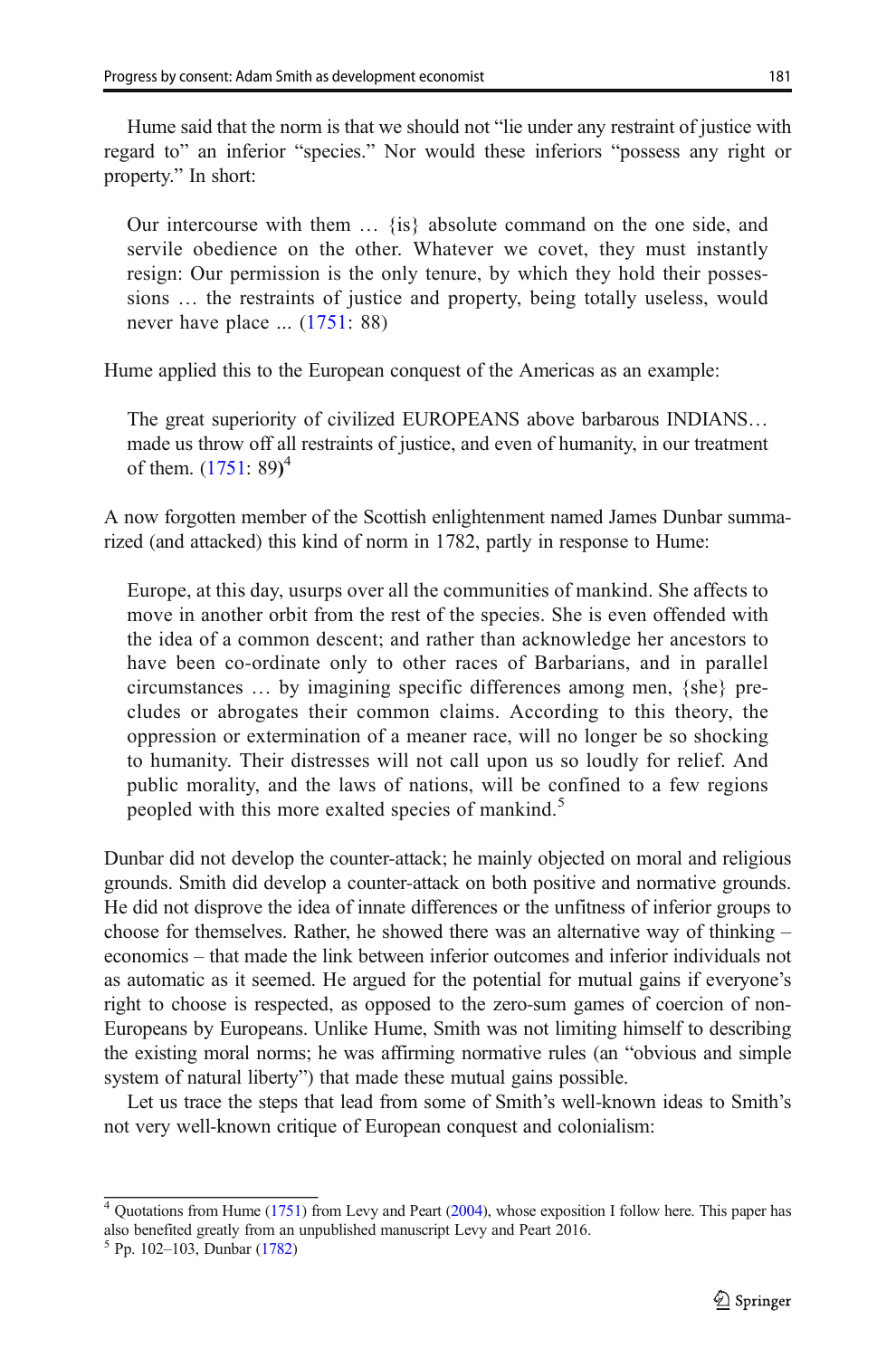Hume said that the norm is that we should not "lie under any restraint of justice with regard to" an inferior "species." Nor would these inferiors "possess any right or property." In short:

> Our intercourse with them … {is} absolute command on the one side, and servile obedience on the other. Whatever we covet, they must instantly resign: Our permission is the only tenure, by which they hold their possessions … the restraints of justice and property, being totally useless, would never have place ... (1751: 88)

Hume applied this to the European conquest of the Americas as an example:

> The great superiority of civilized EUROPEANS above barbarous INDIANS… made us throw off all restraints of justice, and even of humanity, in our treatment of them. (1751: 89)[4]

A now forgotten member of the Scottish enlightenment named James Dunbar summarized (and attacked) this kind of norm in 1782, partly in response to Hume:

> Europe, at this day, usurps over all the communities of mankind. She affects to move in another orbit from the rest of the species. She is even offended with the idea of a common descent; and rather than acknowledge her ancestors to have been co-ordinate only to other races of Barbarians, and in parallel circumstances … by imagining specific differences among men, {she} precludes or abrogates their common claims. According to this theory, the oppression or extermination of a meaner race, will no longer be so shocking to humanity. Their distresses will not call upon us so loudly for relief. And public morality, and the laws of nations, will be confined to a few regions peopled with this more exalted species of mankind.[5]

Dunbar did not develop the counter-attack; he mainly objected on moral and religious grounds. Smith did develop a counter-attack on both positive and normative grounds. He did not disprove the idea of innate differences or the unfitness of inferior groups to choose for themselves. Rather, he showed there was an alternative way of thinking – economics – that made the link between inferior outcomes and inferior individuals not as automatic as it seemed. He argued for the potential for mutual gains if everyone's right to choose is respected, as opposed to the zero-sum games of coercion of non-Europeans by Europeans. Unlike Hume, Smith was not limiting himself to describing the existing moral norms; he was affirming normative rules (an "obvious and simple system of natural liberty") that made these mutual gains possible.

Let us trace the steps that lead from some of Smith's well-known ideas to Smith's not very well-known critique of European conquest and colonialism:

---

[4] Quotations from Hume (1751) from Levy and Peart (2004), whose exposition I follow here. This paper has also benefited greatly from an unpublished manuscript Levy and Peart 2016.

[5] Pp. 102–103, Dunbar (1782)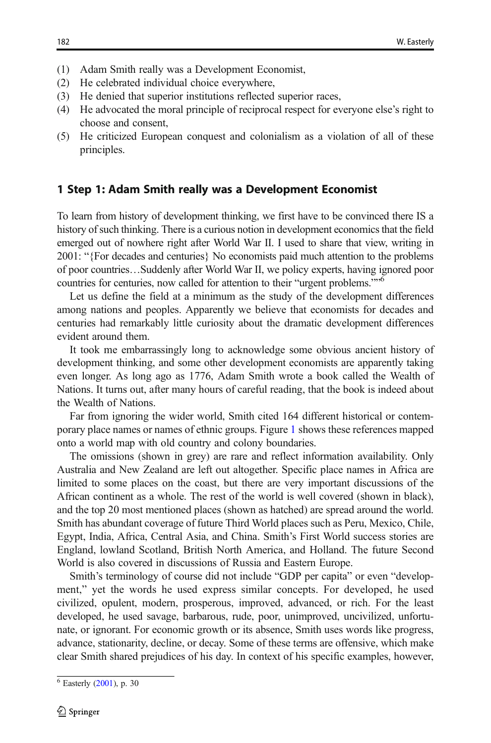(1) Adam Smith really was a Development Economist,
(2) He celebrated individual choice everywhere,
(3) He denied that superior institutions reflected superior races,
(4) He advocated the moral principle of reciprocal respect for everyone else's right to choose and consent,
(5) He criticized European conquest and colonialism as a violation of all of these principles.

## 1 Step 1: Adam Smith really was a Development Economist

To learn from history of development thinking, we first have to be convinced there IS a history of such thinking. There is a curious notion in development economics that the field emerged out of nowhere right after World War II. I used to share that view, writing in 2001: "{For decades and centuries} No economists paid much attention to the problems of poor countries…Suddenly after World War II, we policy experts, having ignored poor countries for centuries, now called for attention to their "urgent problems.""[6]

Let us define the field at a minimum as the study of the development differences among nations and peoples. Apparently we believe that economists for decades and centuries had remarkably little curiosity about the dramatic development differences evident around them.

It took me embarrassingly long to acknowledge some obvious ancient history of development thinking, and some other development economists are apparently taking even longer. As long ago as 1776, Adam Smith wrote a book called the Wealth of Nations. It turns out, after many hours of careful reading, that the book is indeed about the Wealth of Nations.

Far from ignoring the wider world, Smith cited 164 different historical or contemporary place names or names of ethnic groups. Figure 1 shows these references mapped onto a world map with old country and colony boundaries.

The omissions (shown in grey) are rare and reflect information availability. Only Australia and New Zealand are left out altogether. Specific place names in Africa are limited to some places on the coast, but there are very important discussions of the African continent as a whole. The rest of the world is well covered (shown in black), and the top 20 most mentioned places (shown as hatched) are spread around the world. Smith has abundant coverage of future Third World places such as Peru, Mexico, Chile, Egypt, India, Africa, Central Asia, and China. Smith's First World success stories are England, lowland Scotland, British North America, and Holland. The future Second World is also covered in discussions of Russia and Eastern Europe.

Smith's terminology of course did not include "GDP per capita" or even "development," yet the words he used express similar concepts. For developed, he used civilized, opulent, modern, prosperous, improved, advanced, or rich. For the least developed, he used savage, barbarous, rude, poor, unimproved, uncivilized, unfortunate, or ignorant. For economic growth or its absence, Smith uses words like progress, advance, stationarity, decline, or decay. Some of these terms are offensive, which make clear Smith shared prejudices of his day. In context of his specific examples, however,

[6] Easterly (2001), p. 30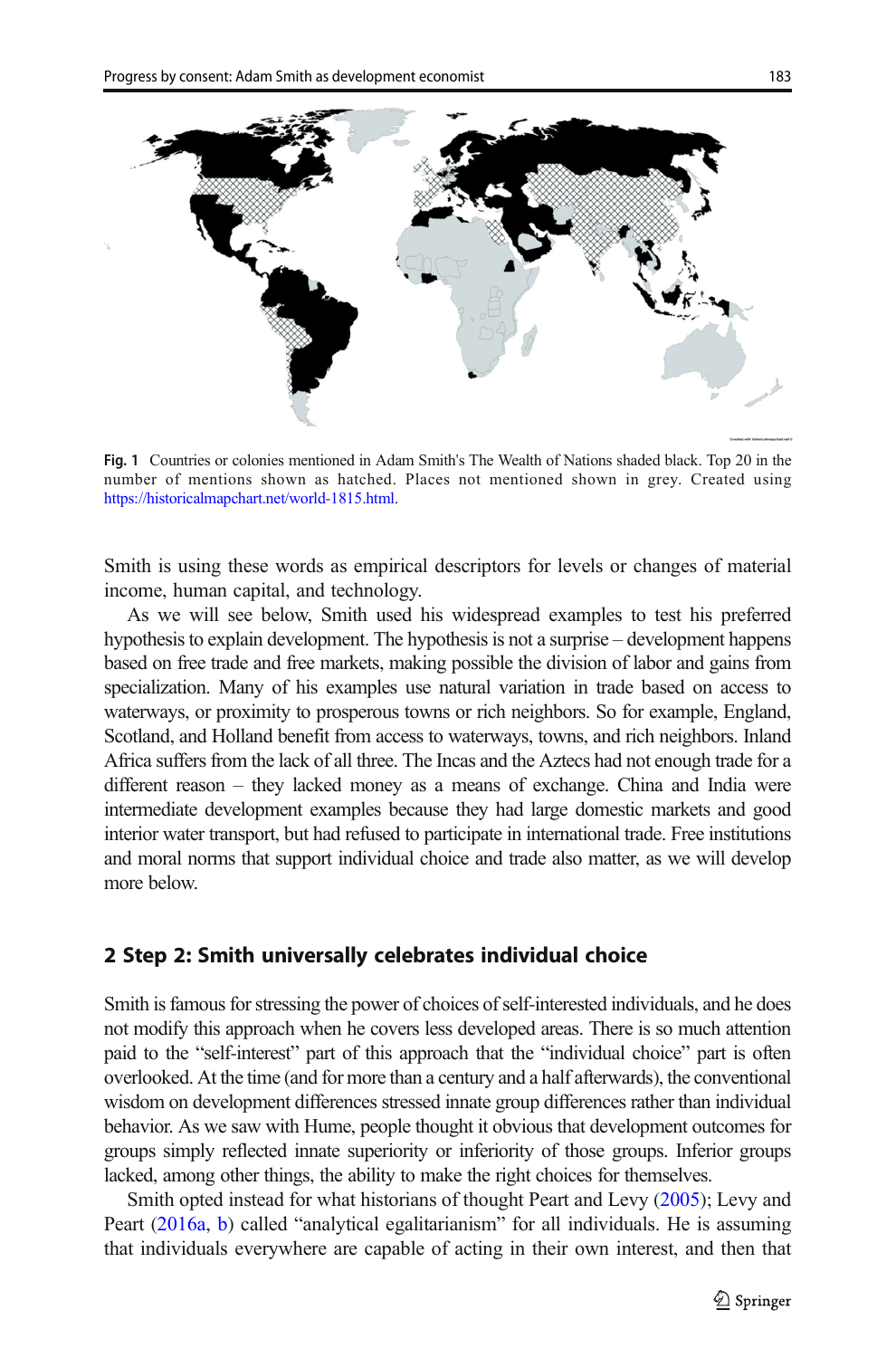Fig. 1 Countries or colonies mentioned in Adam Smith's The Wealth of Nations shaded black. Top 20 in the number of mentions shown as hatched. Places not mentioned shown in grey. Created using https://historicalmapchart.net/world-1815.html.

Smith is using these words as empirical descriptors for levels or changes of material income, human capital, and technology.

As we will see below, Smith used his widespread examples to test his preferred hypothesis to explain development. The hypothesis is not a surprise – development happens based on free trade and free markets, making possible the division of labor and gains from specialization. Many of his examples use natural variation in trade based on access to waterways, or proximity to prosperous towns or rich neighbors. So for example, England, Scotland, and Holland benefit from access to waterways, towns, and rich neighbors. Inland Africa suffers from the lack of all three. The Incas and the Aztecs had not enough trade for a different reason – they lacked money as a means of exchange. China and India were intermediate development examples because they had large domestic markets and good interior water transport, but had refused to participate in international trade. Free institutions and moral norms that support individual choice and trade also matter, as we will develop more below.

## 2 Step 2: Smith universally celebrates individual choice

Smith is famous for stressing the power of choices of self-interested individuals, and he does not modify this approach when he covers less developed areas. There is so much attention paid to the "self-interest" part of this approach that the "individual choice" part is often overlooked. At the time (and for more than a century and a half afterwards), the conventional wisdom on development differences stressed innate group differences rather than individual behavior. As we saw with Hume, people thought it obvious that development outcomes for groups simply reflected innate superiority or inferiority of those groups. Inferior groups lacked, among other things, the ability to make the right choices for themselves.

Smith opted instead for what historians of thought Peart and Levy (2005); Levy and Peart (2016a, b) called "analytical egalitarianism" for all individuals. He is assuming that individuals everywhere are capable of acting in their own interest, and then that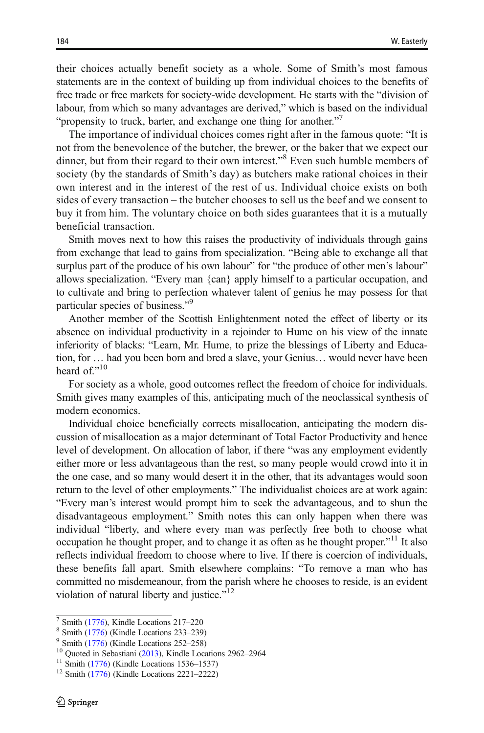their choices actually benefit society as a whole. Some of Smith's most famous statements are in the context of building up from individual choices to the benefits of free trade or free markets for society-wide development. He starts with the "division of labour, from which so many advantages are derived," which is based on the individual "propensity to truck, barter, and exchange one thing for another."[7]

The importance of individual choices comes right after in the famous quote: "It is not from the benevolence of the butcher, the brewer, or the baker that we expect our dinner, but from their regard to their own interest."[8] Even such humble members of society (by the standards of Smith's day) as butchers make rational choices in their own interest and in the interest of the rest of us. Individual choice exists on both sides of every transaction – the butcher chooses to sell us the beef and we consent to buy it from him. The voluntary choice on both sides guarantees that it is a mutually beneficial transaction.

Smith moves next to how this raises the productivity of individuals through gains from exchange that lead to gains from specialization. "Being able to exchange all that surplus part of the produce of his own labour" for "the produce of other men's labour" allows specialization. "Every man {can} apply himself to a particular occupation, and to cultivate and bring to perfection whatever talent of genius he may possess for that particular species of business."[9]

Another member of the Scottish Enlightenment noted the effect of liberty or its absence on individual productivity in a rejoinder to Hume on his view of the innate inferiority of blacks: "Learn, Mr. Hume, to prize the blessings of Liberty and Education, for … had you been born and bred a slave, your Genius… would never have been heard of."[10]

For society as a whole, good outcomes reflect the freedom of choice for individuals. Smith gives many examples of this, anticipating much of the neoclassical synthesis of modern economics.

Individual choice beneficially corrects misallocation, anticipating the modern discussion of misallocation as a major determinant of Total Factor Productivity and hence level of development. On allocation of labor, if there "was any employment evidently either more or less advantageous than the rest, so many people would crowd into it in the one case, and so many would desert it in the other, that its advantages would soon return to the level of other employments." The individualist choices are at work again: "Every man's interest would prompt him to seek the advantageous, and to shun the disadvantageous employment." Smith notes this can only happen when there was individual "liberty, and where every man was perfectly free both to choose what occupation he thought proper, and to change it as often as he thought proper."[11] It also reflects individual freedom to choose where to live. If there is coercion of individuals, these benefits fall apart. Smith elsewhere complains: "To remove a man who has committed no misdemeanour, from the parish where he chooses to reside, is an evident violation of natural liberty and justice."[12]

---

[7] Smith (1776), Kindle Locations 217–220

[8] Smith (1776) (Kindle Locations 233–239)

[9] Smith (1776) (Kindle Locations 252–258)

[10] Quoted in Sebastiani (2013), Kindle Locations 2962–2964

[11] Smith (1776) (Kindle Locations 1536–1537)

[12] Smith (1776) (Kindle Locations 2221–2222)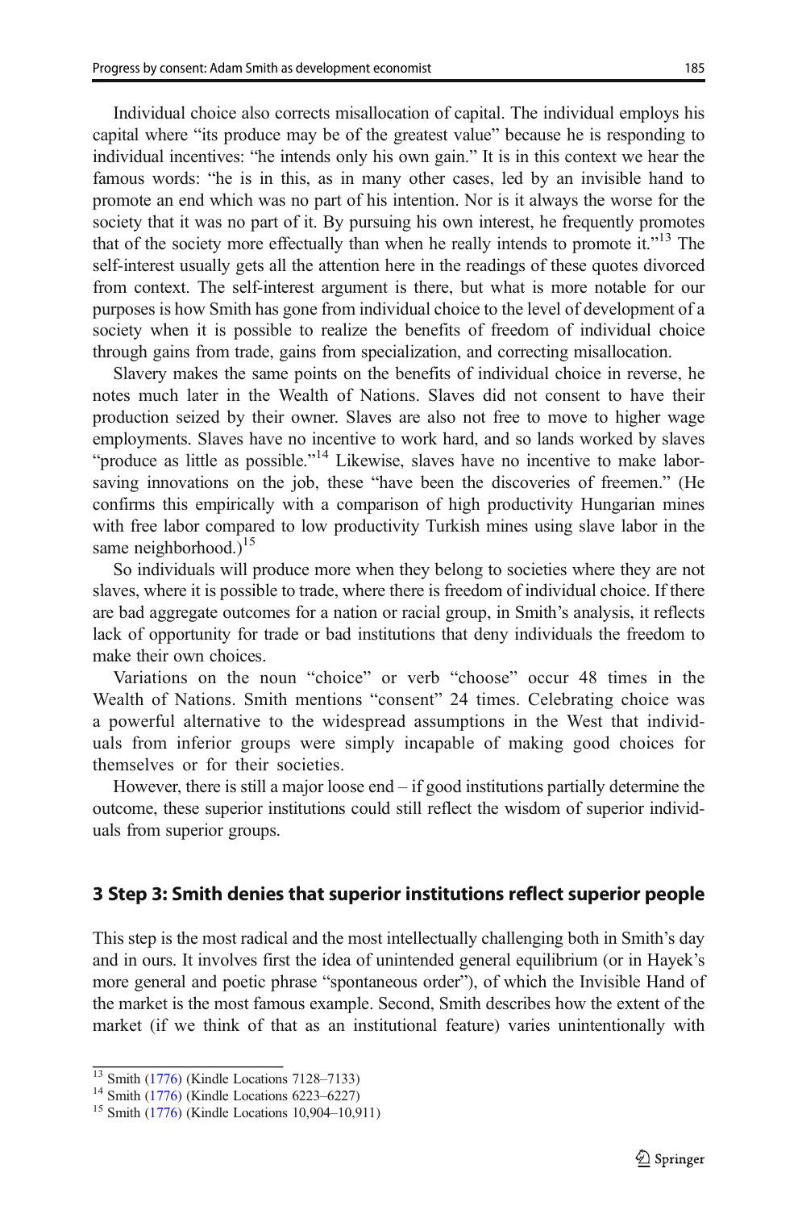Individual choice also corrects misallocation of capital. The individual employs his capital where "its produce may be of the greatest value" because he is responding to individual incentives: "he intends only his own gain." It is in this context we hear the famous words: "he is in this, as in many other cases, led by an invisible hand to promote an end which was no part of his intention. Nor is it always the worse for the society that it was no part of it. By pursuing his own interest, he frequently promotes that of the society more effectually than when he really intends to promote it."[13] The self-interest usually gets all the attention here in the readings of these quotes divorced from context. The self-interest argument is there, but what is more notable for our purposes is how Smith has gone from individual choice to the level of development of a society when it is possible to realize the benefits of freedom of individual choice through gains from trade, gains from specialization, and correcting misallocation.

Slavery makes the same points on the benefits of individual choice in reverse, he notes much later in the Wealth of Nations. Slaves did not consent to have their production seized by their owner. Slaves are also not free to move to higher wage employments. Slaves have no incentive to work hard, and so lands worked by slaves "produce as little as possible."[14] Likewise, slaves have no incentive to make labor-saving innovations on the job, these "have been the discoveries of freemen." (He confirms this empirically with a comparison of high productivity Hungarian mines with free labor compared to low productivity Turkish mines using slave labor in the same neighborhood.)[15]

So individuals will produce more when they belong to societies where they are not slaves, where it is possible to trade, where there is freedom of individual choice. If there are bad aggregate outcomes for a nation or racial group, in Smith's analysis, it reflects lack of opportunity for trade or bad institutions that deny individuals the freedom to make their own choices.

Variations on the noun "choice" or verb "choose" occur 48 times in the Wealth of Nations. Smith mentions "consent" 24 times. Celebrating choice was a powerful alternative to the widespread assumptions in the West that individuals from inferior groups were simply incapable of making good choices for themselves or for their societies.

However, there is still a major loose end – if good institutions partially determine the outcome, these superior institutions could still reflect the wisdom of superior individuals from superior groups.

## 3 Step 3: Smith denies that superior institutions reflect superior people

This step is the most radical and the most intellectually challenging both in Smith's day and in ours. It involves first the idea of unintended general equilibrium (or in Hayek's more general and poetic phrase "spontaneous order"), of which the Invisible Hand of the market is the most famous example. Second, Smith describes how the extent of the market (if we think of that as an institutional feature) varies unintentionally with

---

[13] Smith (1776) (Kindle Locations 7128–7133)

[14] Smith (1776) (Kindle Locations 6223–6227)

[15] Smith (1776) (Kindle Locations 10,904–10,911)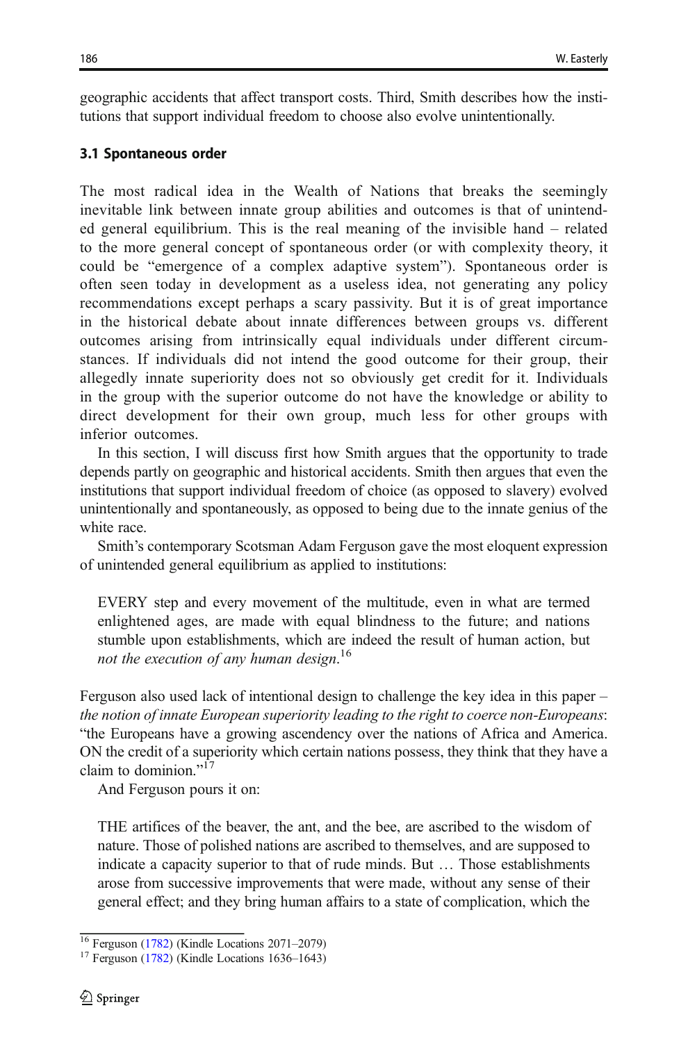geographic accidents that affect transport costs. Third, Smith describes how the institutions that support individual freedom to choose also evolve unintentionally.

### 3.1 Spontaneous order

The most radical idea in the Wealth of Nations that breaks the seemingly inevitable link between innate group abilities and outcomes is that of unintended general equilibrium. This is the real meaning of the invisible hand – related to the more general concept of spontaneous order (or with complexity theory, it could be "emergence of a complex adaptive system"). Spontaneous order is often seen today in development as a useless idea, not generating any policy recommendations except perhaps a scary passivity. But it is of great importance in the historical debate about innate differences between groups vs. different outcomes arising from intrinsically equal individuals under different circumstances. If individuals did not intend the good outcome for their group, their allegedly innate superiority does not so obviously get credit for it. Individuals in the group with the superior outcome do not have the knowledge or ability to direct development for their own group, much less for other groups with inferior outcomes.

In this section, I will discuss first how Smith argues that the opportunity to trade depends partly on geographic and historical accidents. Smith then argues that even the institutions that support individual freedom of choice (as opposed to slavery) evolved unintentionally and spontaneously, as opposed to being due to the innate genius of the white race.

Smith's contemporary Scotsman Adam Ferguson gave the most eloquent expression of unintended general equilibrium as applied to institutions:

> EVERY step and every movement of the multitude, even in what are termed enlightened ages, are made with equal blindness to the future; and nations stumble upon establishments, which are indeed the result of human action, but *not the execution of any human design*.[16]

Ferguson also used lack of intentional design to challenge the key idea in this paper – *the notion of innate European superiority leading to the right to coerce non-Europeans*: "the Europeans have a growing ascendency over the nations of Africa and America. ON the credit of a superiority which certain nations possess, they think that they have a claim to dominion."[17]

And Ferguson pours it on:

> THE artifices of the beaver, the ant, and the bee, are ascribed to the wisdom of nature. Those of polished nations are ascribed to themselves, and are supposed to indicate a capacity superior to that of rude minds. But … Those establishments arose from successive improvements that were made, without any sense of their general effect; and they bring human affairs to a state of complication, which the

[16] Ferguson (1782) (Kindle Locations 2071–2079)

[17] Ferguson (1782) (Kindle Locations 1636–1643)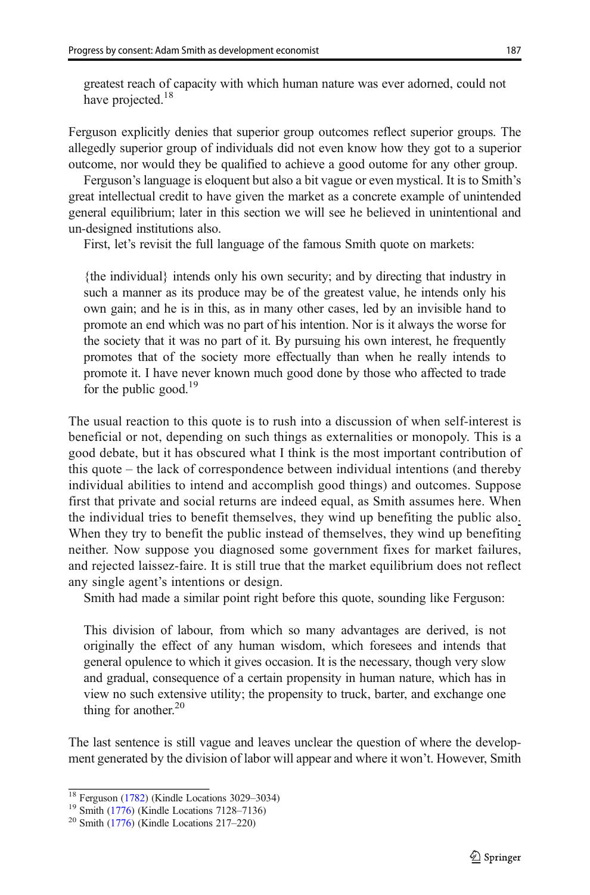> greatest reach of capacity with which human nature was ever adorned, could not have projected.[18]

Ferguson explicitly denies that superior group outcomes reflect superior groups. The allegedly superior group of individuals did not even know how they got to a superior outcome, nor would they be qualified to achieve a good outome for any other group.

Ferguson's language is eloquent but also a bit vague or even mystical. It is to Smith's great intellectual credit to have given the market as a concrete example of unintended general equilibrium; later in this section we will see he believed in unintentional and un-designed institutions also.

First, let's revisit the full language of the famous Smith quote on markets:

> {the individual} intends only his own security; and by directing that industry in such a manner as its produce may be of the greatest value, he intends only his own gain; and he is in this, as in many other cases, led by an invisible hand to promote an end which was no part of his intention. Nor is it always the worse for the society that it was no part of it. By pursuing his own interest, he frequently promotes that of the society more effectually than when he really intends to promote it. I have never known much good done by those who affected to trade for the public good.[19]

The usual reaction to this quote is to rush into a discussion of when self-interest is beneficial or not, depending on such things as externalities or monopoly. This is a good debate, but it has obscured what I think is the most important contribution of this quote – the lack of correspondence between individual intentions (and thereby individual abilities to intend and accomplish good things) and outcomes. Suppose first that private and social returns are indeed equal, as Smith assumes here. When the individual tries to benefit themselves, they wind up benefiting the public also. When they try to benefit the public instead of themselves, they wind up benefiting neither. Now suppose you diagnosed some government fixes for market failures, and rejected laissez-faire. It is still true that the market equilibrium does not reflect any single agent's intentions or design.

Smith had made a similar point right before this quote, sounding like Ferguson:

> This division of labour, from which so many advantages are derived, is not originally the effect of any human wisdom, which foresees and intends that general opulence to which it gives occasion. It is the necessary, though very slow and gradual, consequence of a certain propensity in human nature, which has in view no such extensive utility; the propensity to truck, barter, and exchange one thing for another.[20]

The last sentence is still vague and leaves unclear the question of where the development generated by the division of labor will appear and where it won't. However, Smith

---

[18] Ferguson (1782) (Kindle Locations 3029–3034)

[19] Smith (1776) (Kindle Locations 7128–7136)

[20] Smith (1776) (Kindle Locations 217–220)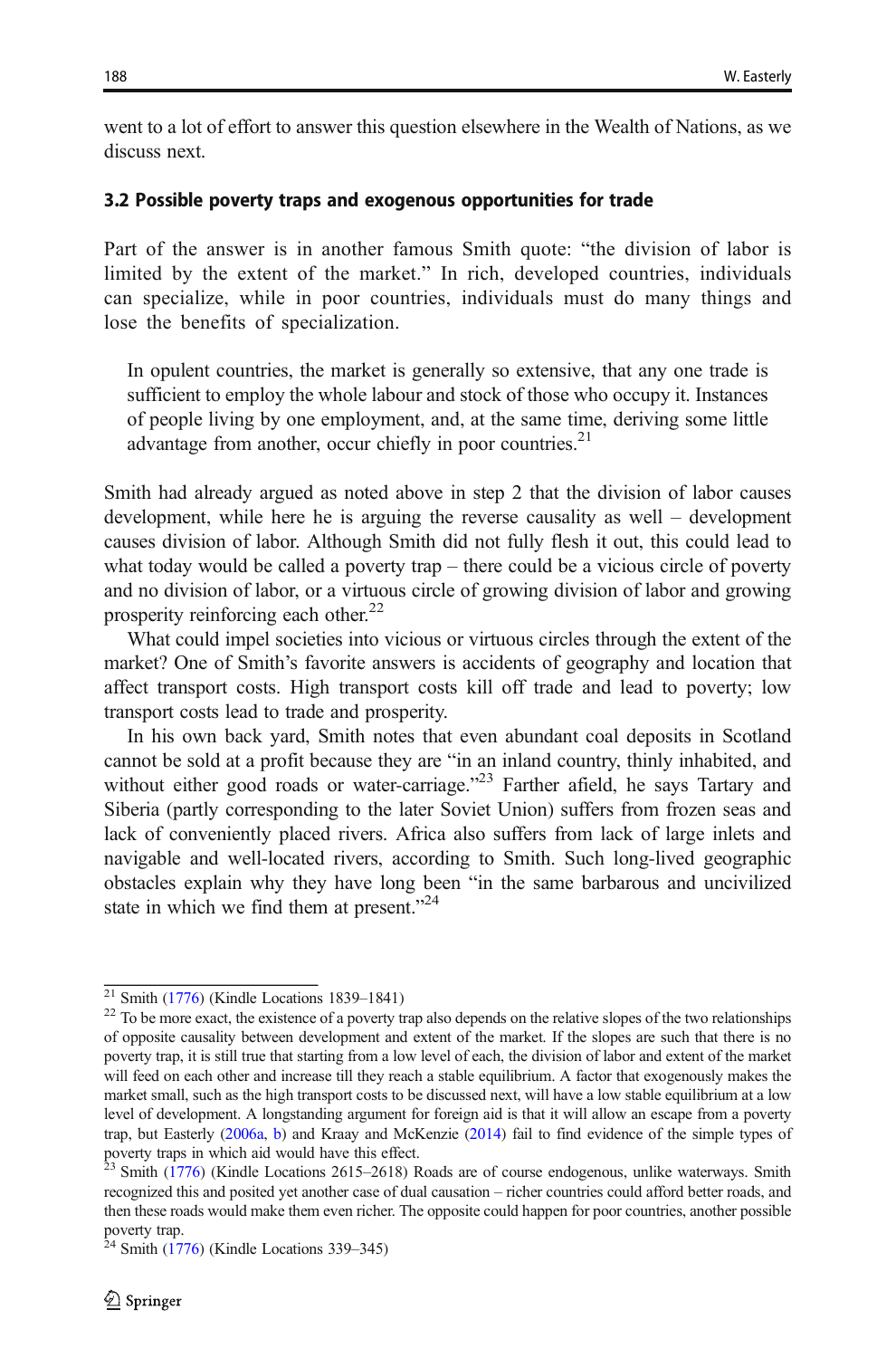went to a lot of effort to answer this question elsewhere in the Wealth of Nations, as we discuss next.

### 3.2 Possible poverty traps and exogenous opportunities for trade

Part of the answer is in another famous Smith quote: "the division of labor is limited by the extent of the market." In rich, developed countries, individuals can specialize, while in poor countries, individuals must do many things and lose the benefits of specialization.

> In opulent countries, the market is generally so extensive, that any one trade is sufficient to employ the whole labour and stock of those who occupy it. Instances of people living by one employment, and, at the same time, deriving some little advantage from another, occur chiefly in poor countries.[21]

Smith had already argued as noted above in step 2 that the division of labor causes development, while here he is arguing the reverse causality as well – development causes division of labor. Although Smith did not fully flesh it out, this could lead to what today would be called a poverty trap – there could be a vicious circle of poverty and no division of labor, or a virtuous circle of growing division of labor and growing prosperity reinforcing each other.[22]

What could impel societies into vicious or virtuous circles through the extent of the market? One of Smith's favorite answers is accidents of geography and location that affect transport costs. High transport costs kill off trade and lead to poverty; low transport costs lead to trade and prosperity.

In his own back yard, Smith notes that even abundant coal deposits in Scotland cannot be sold at a profit because they are "in an inland country, thinly inhabited, and without either good roads or water-carriage."[23] Farther afield, he says Tartary and Siberia (partly corresponding to the later Soviet Union) suffers from frozen seas and lack of conveniently placed rivers. Africa also suffers from lack of large inlets and navigable and well-located rivers, according to Smith. Such long-lived geographic obstacles explain why they have long been "in the same barbarous and uncivilized state in which we find them at present."[24]

---

[21] Smith (1776) (Kindle Locations 1839–1841)

[22] To be more exact, the existence of a poverty trap also depends on the relative slopes of the two relationships of opposite causality between development and extent of the market. If the slopes are such that there is no poverty trap, it is still true that starting from a low level of each, the division of labor and extent of the market will feed on each other and increase till they reach a stable equilibrium. A factor that exogenously makes the market small, such as the high transport costs to be discussed next, will have a low stable equilibrium at a low level of development. A longstanding argument for foreign aid is that it will allow an escape from a poverty trap, but Easterly (2006a, b) and Kraay and McKenzie (2014) fail to find evidence of the simple types of poverty traps in which aid would have this effect.

[23] Smith (1776) (Kindle Locations 2615–2618) Roads are of course endogenous, unlike waterways. Smith recognized this and posited yet another case of dual causation – richer countries could afford better roads, and then these roads would make them even richer. The opposite could happen for poor countries, another possible poverty trap.

[24] Smith (1776) (Kindle Locations 339–345)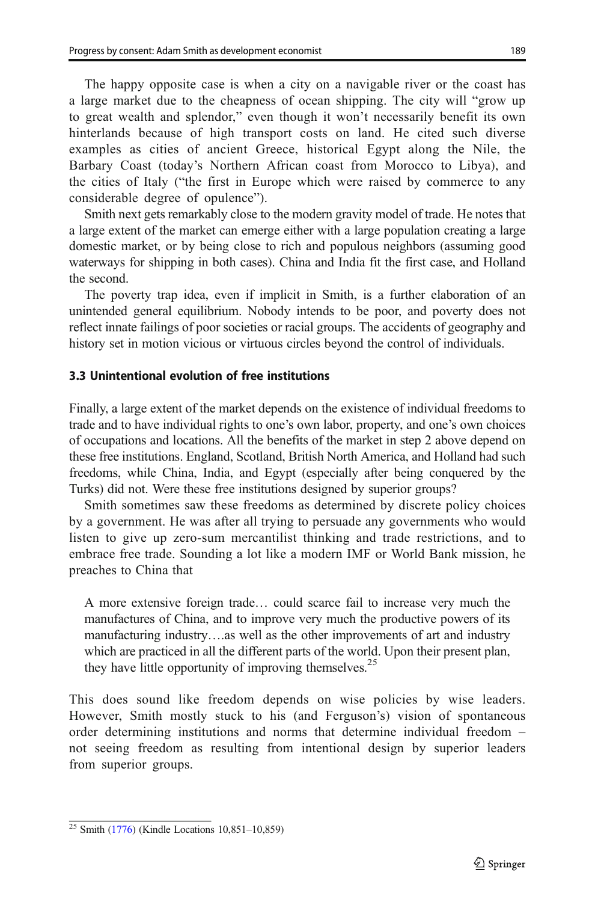The happy opposite case is when a city on a navigable river or the coast has a large market due to the cheapness of ocean shipping. The city will "grow up to great wealth and splendor," even though it won't necessarily benefit its own hinterlands because of high transport costs on land. He cited such diverse examples as cities of ancient Greece, historical Egypt along the Nile, the Barbary Coast (today's Northern African coast from Morocco to Libya), and the cities of Italy ("the first in Europe which were raised by commerce to any considerable degree of opulence").

Smith next gets remarkably close to the modern gravity model of trade. He notes that a large extent of the market can emerge either with a large population creating a large domestic market, or by being close to rich and populous neighbors (assuming good waterways for shipping in both cases). China and India fit the first case, and Holland the second.

The poverty trap idea, even if implicit in Smith, is a further elaboration of an unintended general equilibrium. Nobody intends to be poor, and poverty does not reflect innate failings of poor societies or racial groups. The accidents of geography and history set in motion vicious or virtuous circles beyond the control of individuals.

### 3.3 Unintentional evolution of free institutions

Finally, a large extent of the market depends on the existence of individual freedoms to trade and to have individual rights to one's own labor, property, and one's own choices of occupations and locations. All the benefits of the market in step 2 above depend on these free institutions. England, Scotland, British North America, and Holland had such freedoms, while China, India, and Egypt (especially after being conquered by the Turks) did not. Were these free institutions designed by superior groups?

Smith sometimes saw these freedoms as determined by discrete policy choices by a government. He was after all trying to persuade any governments who would listen to give up zero-sum mercantilist thinking and trade restrictions, and to embrace free trade. Sounding a lot like a modern IMF or World Bank mission, he preaches to China that

> A more extensive foreign trade… could scarce fail to increase very much the manufactures of China, and to improve very much the productive powers of its manufacturing industry….as well as the other improvements of art and industry which are practiced in all the different parts of the world. Upon their present plan, they have little opportunity of improving themselves.[25]

This does sound like freedom depends on wise policies by wise leaders. However, Smith mostly stuck to his (and Ferguson's) vision of spontaneous order determining institutions and norms that determine individual freedom – not seeing freedom as resulting from intentional design by superior leaders from superior groups.

---

[25] Smith (1776) (Kindle Locations 10,851–10,859)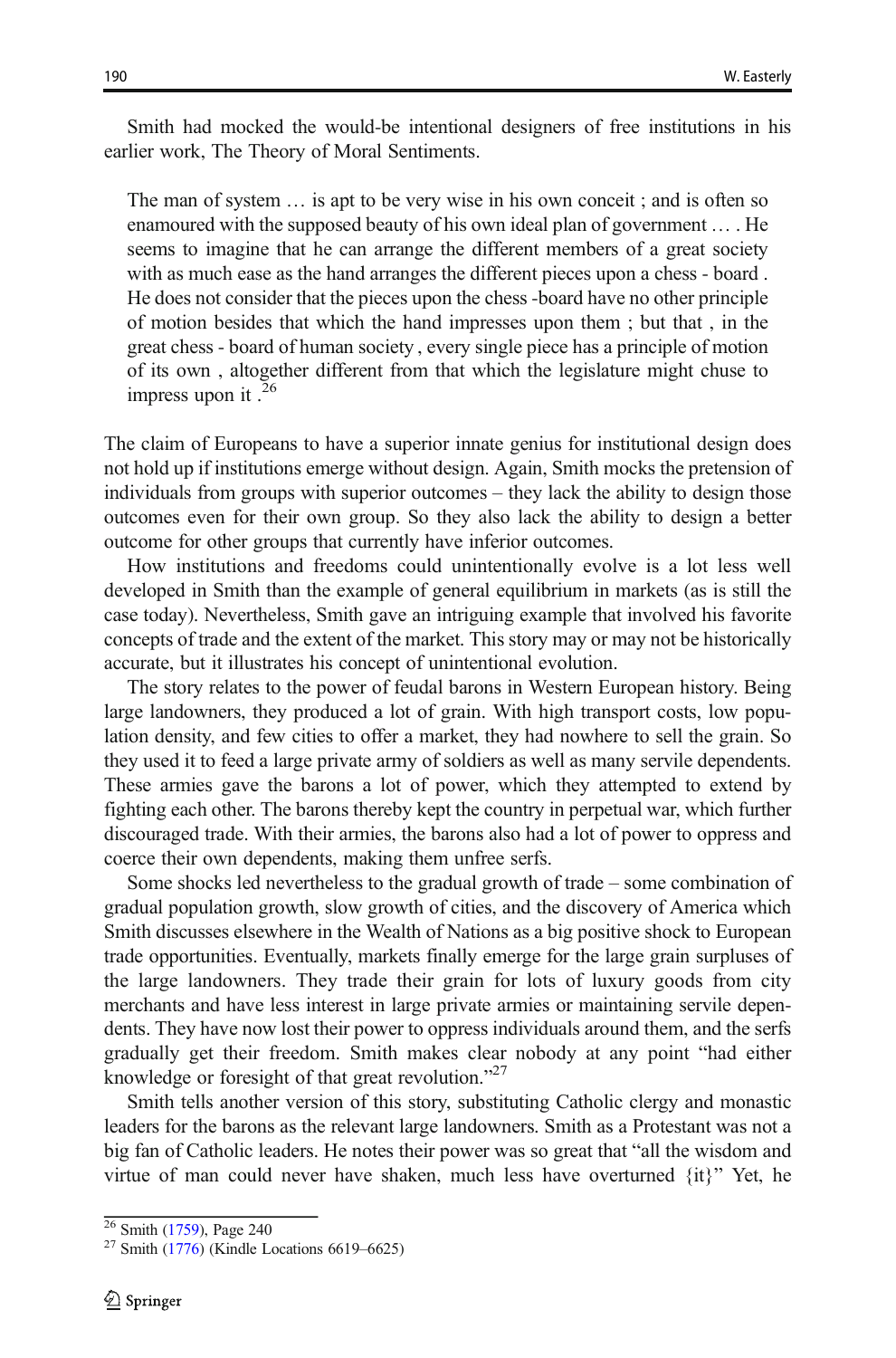Smith had mocked the would-be intentional designers of free institutions in his earlier work, The Theory of Moral Sentiments.

> The man of system … is apt to be very wise in his own conceit ; and is often so enamoured with the supposed beauty of his own ideal plan of government … . He seems to imagine that he can arrange the different members of a great society with as much ease as the hand arranges the different pieces upon a chess - board . He does not consider that the pieces upon the chess -board have no other principle of motion besides that which the hand impresses upon them ; but that , in the great chess - board of human society , every single piece has a principle of motion of its own , altogether different from that which the legislature might chuse to impress upon it .[26]

The claim of Europeans to have a superior innate genius for institutional design does not hold up if institutions emerge without design. Again, Smith mocks the pretension of individuals from groups with superior outcomes – they lack the ability to design those outcomes even for their own group. So they also lack the ability to design a better outcome for other groups that currently have inferior outcomes.

How institutions and freedoms could unintentionally evolve is a lot less well developed in Smith than the example of general equilibrium in markets (as is still the case today). Nevertheless, Smith gave an intriguing example that involved his favorite concepts of trade and the extent of the market. This story may or may not be historically accurate, but it illustrates his concept of unintentional evolution.

The story relates to the power of feudal barons in Western European history. Being large landowners, they produced a lot of grain. With high transport costs, low population density, and few cities to offer a market, they had nowhere to sell the grain. So they used it to feed a large private army of soldiers as well as many servile dependents. These armies gave the barons a lot of power, which they attempted to extend by fighting each other. The barons thereby kept the country in perpetual war, which further discouraged trade. With their armies, the barons also had a lot of power to oppress and coerce their own dependents, making them unfree serfs.

Some shocks led nevertheless to the gradual growth of trade – some combination of gradual population growth, slow growth of cities, and the discovery of America which Smith discusses elsewhere in the Wealth of Nations as a big positive shock to European trade opportunities. Eventually, markets finally emerge for the large grain surpluses of the large landowners. They trade their grain for lots of luxury goods from city merchants and have less interest in large private armies or maintaining servile dependents. They have now lost their power to oppress individuals around them, and the serfs gradually get their freedom. Smith makes clear nobody at any point "had either knowledge or foresight of that great revolution."[27]

Smith tells another version of this story, substituting Catholic clergy and monastic leaders for the barons as the relevant large landowners. Smith as a Protestant was not a big fan of Catholic leaders. He notes their power was so great that "all the wisdom and virtue of man could never have shaken, much less have overturned {it}" Yet, he

[26] Smith (1759), Page 240

[27] Smith (1776) (Kindle Locations 6619–6625)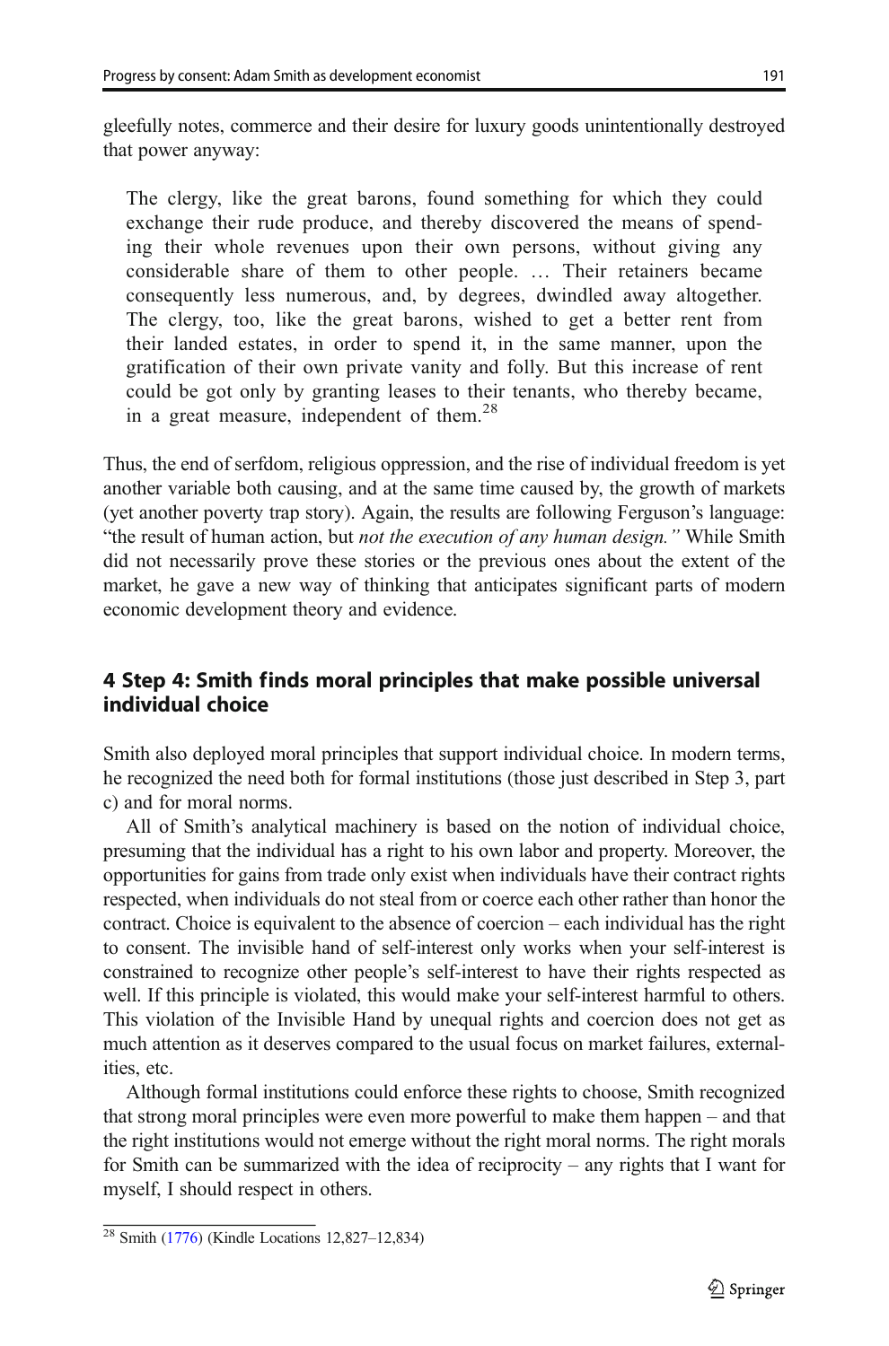gleefully notes, commerce and their desire for luxury goods unintentionally destroyed that power anyway:

> The clergy, like the great barons, found something for which they could exchange their rude produce, and thereby discovered the means of spending their whole revenues upon their own persons, without giving any considerable share of them to other people. … Their retainers became consequently less numerous, and, by degrees, dwindled away altogether. The clergy, too, like the great barons, wished to get a better rent from their landed estates, in order to spend it, in the same manner, upon the gratification of their own private vanity and folly. But this increase of rent could be got only by granting leases to their tenants, who thereby became, in a great measure, independent of them.[28]

Thus, the end of serfdom, religious oppression, and the rise of individual freedom is yet another variable both causing, and at the same time caused by, the growth of markets (yet another poverty trap story). Again, the results are following Ferguson's language: "the result of human action, but *not the execution of any human design.*" While Smith did not necessarily prove these stories or the previous ones about the extent of the market, he gave a new way of thinking that anticipates significant parts of modern economic development theory and evidence.

## 4 Step 4: Smith finds moral principles that make possible universal individual choice

Smith also deployed moral principles that support individual choice. In modern terms, he recognized the need both for formal institutions (those just described in Step 3, part c) and for moral norms.

All of Smith's analytical machinery is based on the notion of individual choice, presuming that the individual has a right to his own labor and property. Moreover, the opportunities for gains from trade only exist when individuals have their contract rights respected, when individuals do not steal from or coerce each other rather than honor the contract. Choice is equivalent to the absence of coercion – each individual has the right to consent. The invisible hand of self-interest only works when your self-interest is constrained to recognize other people's self-interest to have their rights respected as well. If this principle is violated, this would make your self-interest harmful to others. This violation of the Invisible Hand by unequal rights and coercion does not get as much attention as it deserves compared to the usual focus on market failures, externalities, etc.

Although formal institutions could enforce these rights to choose, Smith recognized that strong moral principles were even more powerful to make them happen – and that the right institutions would not emerge without the right moral norms. The right morals for Smith can be summarized with the idea of reciprocity – any rights that I want for myself, I should respect in others.

---

[28] Smith (1776) (Kindle Locations 12,827–12,834)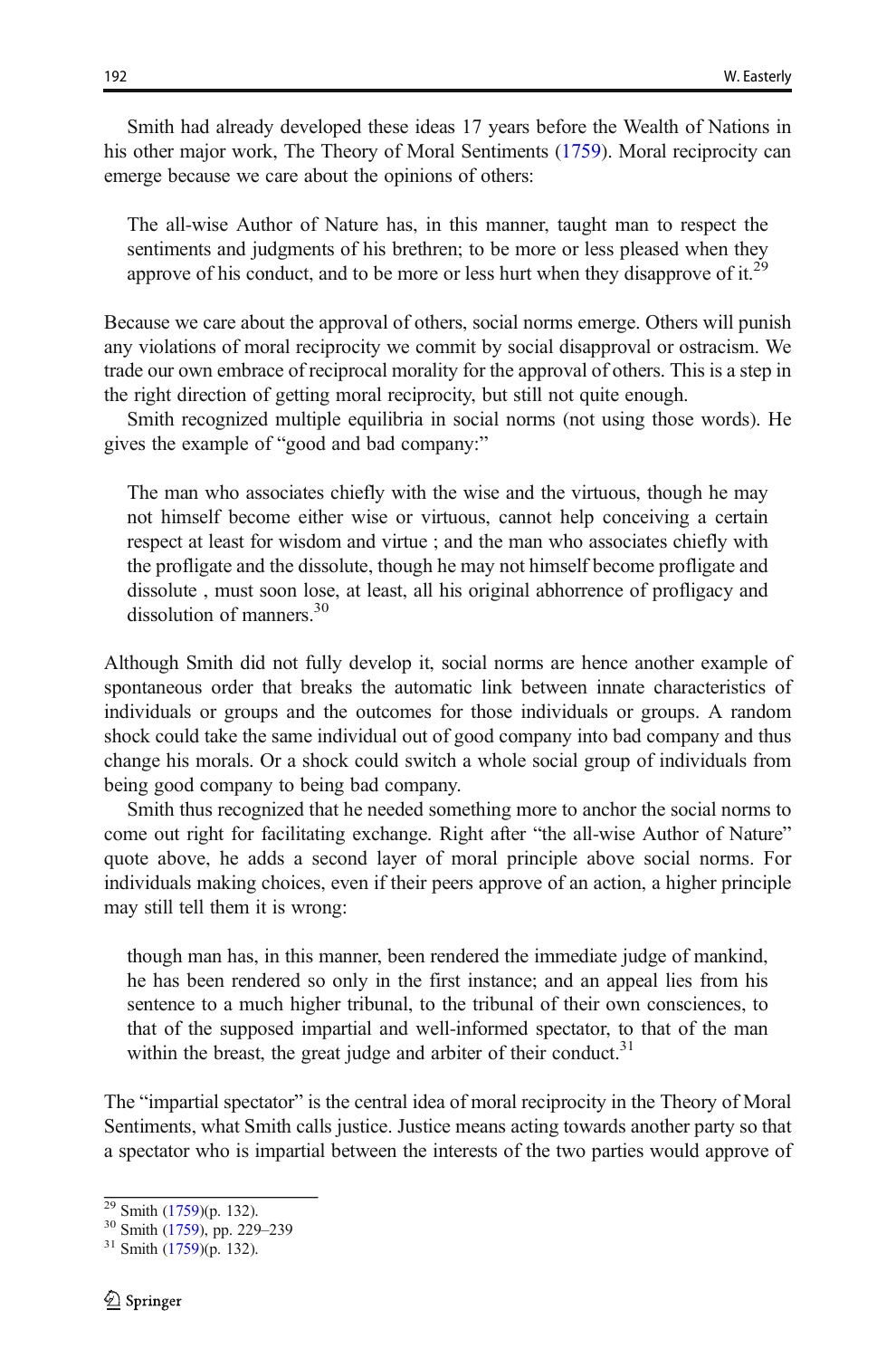Smith had already developed these ideas 17 years before the Wealth of Nations in his other major work, The Theory of Moral Sentiments (1759). Moral reciprocity can emerge because we care about the opinions of others:

> The all-wise Author of Nature has, in this manner, taught man to respect the sentiments and judgments of his brethren; to be more or less pleased when they approve of his conduct, and to be more or less hurt when they disapprove of it.[29]

Because we care about the approval of others, social norms emerge. Others will punish any violations of moral reciprocity we commit by social disapproval or ostracism. We trade our own embrace of reciprocal morality for the approval of others. This is a step in the right direction of getting moral reciprocity, but still not quite enough.

Smith recognized multiple equilibria in social norms (not using those words). He gives the example of "good and bad company:"

> The man who associates chiefly with the wise and the virtuous, though he may not himself become either wise or virtuous, cannot help conceiving a certain respect at least for wisdom and virtue ; and the man who associates chiefly with the profligate and the dissolute, though he may not himself become profligate and dissolute , must soon lose, at least, all his original abhorrence of profligacy and dissolution of manners.[30]

Although Smith did not fully develop it, social norms are hence another example of spontaneous order that breaks the automatic link between innate characteristics of individuals or groups and the outcomes for those individuals or groups. A random shock could take the same individual out of good company into bad company and thus change his morals. Or a shock could switch a whole social group of individuals from being good company to being bad company.

Smith thus recognized that he needed something more to anchor the social norms to come out right for facilitating exchange. Right after "the all-wise Author of Nature" quote above, he adds a second layer of moral principle above social norms. For individuals making choices, even if their peers approve of an action, a higher principle may still tell them it is wrong:

> though man has, in this manner, been rendered the immediate judge of mankind, he has been rendered so only in the first instance; and an appeal lies from his sentence to a much higher tribunal, to the tribunal of their own consciences, to that of the supposed impartial and well-informed spectator, to that of the man within the breast, the great judge and arbiter of their conduct.[31]

The "impartial spectator" is the central idea of moral reciprocity in the Theory of Moral Sentiments, what Smith calls justice. Justice means acting towards another party so that a spectator who is impartial between the interests of the two parties would approve of

---

[29] Smith (1759)(p. 132).
[30] Smith (1759), pp. 229–239
[31] Smith (1759)(p. 132).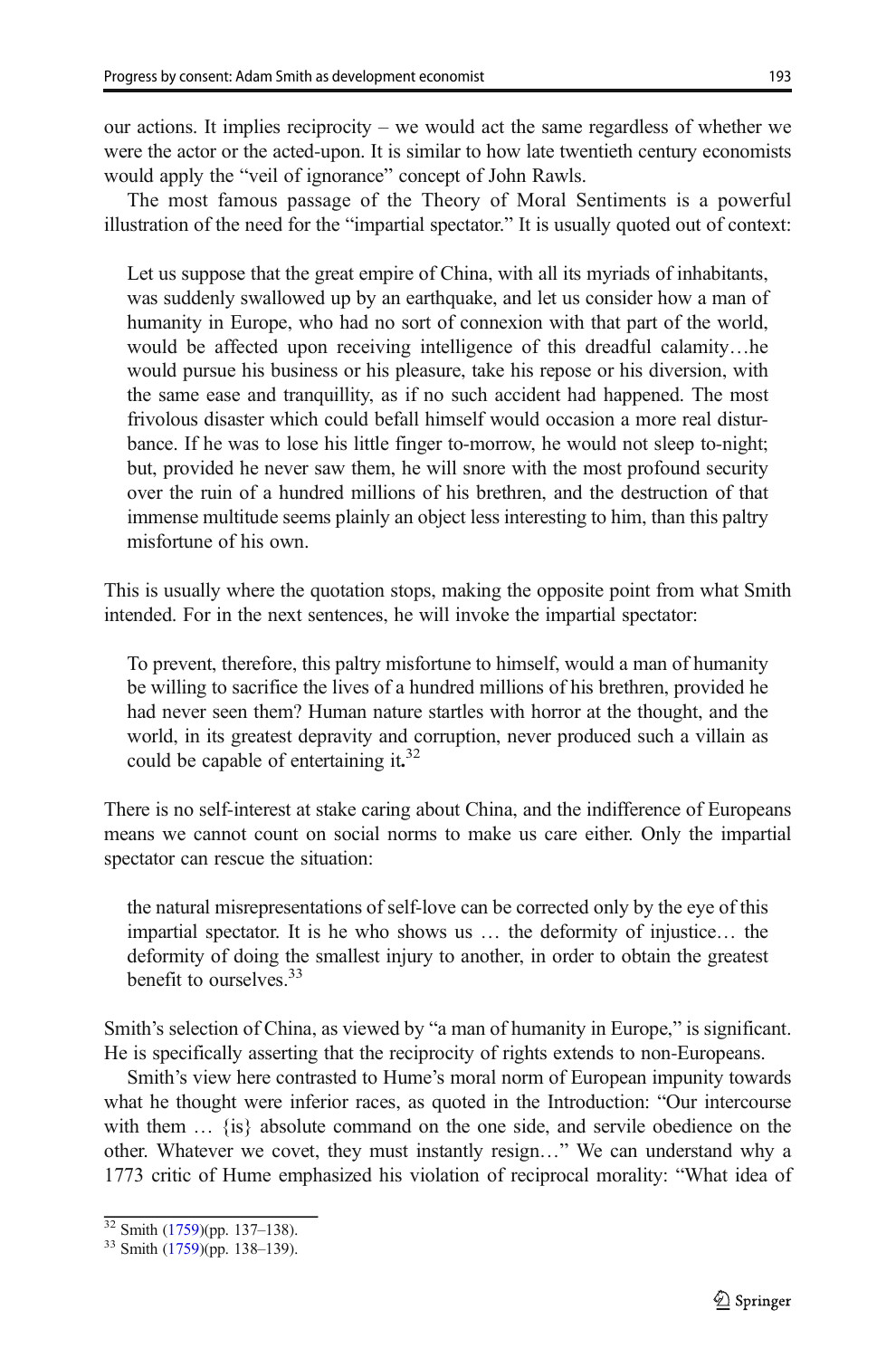our actions. It implies reciprocity – we would act the same regardless of whether we were the actor or the acted-upon. It is similar to how late twentieth century economists would apply the "veil of ignorance" concept of John Rawls.

The most famous passage of the Theory of Moral Sentiments is a powerful illustration of the need for the "impartial spectator." It is usually quoted out of context:

> Let us suppose that the great empire of China, with all its myriads of inhabitants, was suddenly swallowed up by an earthquake, and let us consider how a man of humanity in Europe, who had no sort of connexion with that part of the world, would be affected upon receiving intelligence of this dreadful calamity…he would pursue his business or his pleasure, take his repose or his diversion, with the same ease and tranquillity, as if no such accident had happened. The most frivolous disaster which could befall himself would occasion a more real disturbance. If he was to lose his little finger to-morrow, he would not sleep to-night; but, provided he never saw them, he will snore with the most profound security over the ruin of a hundred millions of his brethren, and the destruction of that immense multitude seems plainly an object less interesting to him, than this paltry misfortune of his own.

This is usually where the quotation stops, making the opposite point from what Smith intended. For in the next sentences, he will invoke the impartial spectator:

> To prevent, therefore, this paltry misfortune to himself, would a man of humanity be willing to sacrifice the lives of a hundred millions of his brethren, provided he had never seen them? Human nature startles with horror at the thought, and the world, in its greatest depravity and corruption, never produced such a villain as could be capable of entertaining it.[32]

There is no self-interest at stake caring about China, and the indifference of Europeans means we cannot count on social norms to make us care either. Only the impartial spectator can rescue the situation:

> the natural misrepresentations of self-love can be corrected only by the eye of this impartial spectator. It is he who shows us … the deformity of injustice… the deformity of doing the smallest injury to another, in order to obtain the greatest benefit to ourselves.[33]

Smith's selection of China, as viewed by "a man of humanity in Europe," is significant. He is specifically asserting that the reciprocity of rights extends to non-Europeans.

Smith's view here contrasted to Hume's moral norm of European impunity towards what he thought were inferior races, as quoted in the Introduction: "Our intercourse with them … {is} absolute command on the one side, and servile obedience on the other. Whatever we covet, they must instantly resign…" We can understand why a 1773 critic of Hume emphasized his violation of reciprocal morality: "What idea of

[32] Smith (1759)(pp. 137–138).

[33] Smith (1759)(pp. 138–139).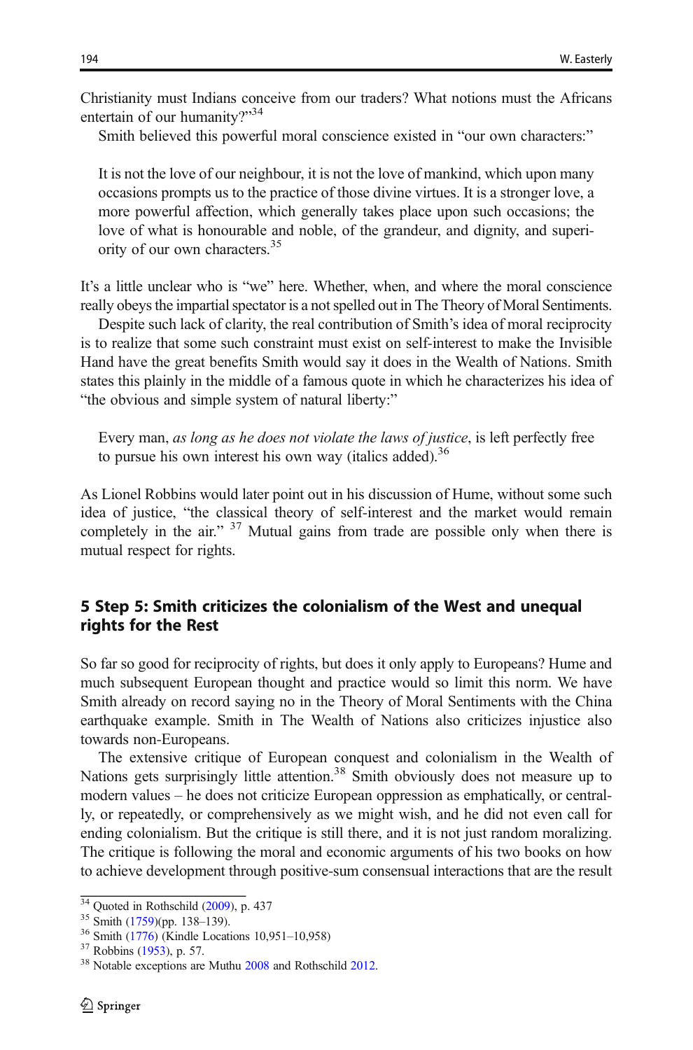Christianity must Indians conceive from our traders? What notions must the Africans entertain of our humanity?"[34]

Smith believed this powerful moral conscience existed in "our own characters:"

> It is not the love of our neighbour, it is not the love of mankind, which upon many occasions prompts us to the practice of those divine virtues. It is a stronger love, a more powerful affection, which generally takes place upon such occasions; the love of what is honourable and noble, of the grandeur, and dignity, and superiority of our own characters.[35]

It's a little unclear who is "we" here. Whether, when, and where the moral conscience really obeys the impartial spectator is a not spelled out in The Theory of Moral Sentiments.

Despite such lack of clarity, the real contribution of Smith's idea of moral reciprocity is to realize that some such constraint must exist on self-interest to make the Invisible Hand have the great benefits Smith would say it does in the Wealth of Nations. Smith states this plainly in the middle of a famous quote in which he characterizes his idea of "the obvious and simple system of natural liberty:"

> Every man, *as long as he does not violate the laws of justice*, is left perfectly free to pursue his own interest his own way (italics added).[36]

As Lionel Robbins would later point out in his discussion of Hume, without some such idea of justice, "the classical theory of self-interest and the market would remain completely in the air." [37] Mutual gains from trade are possible only when there is mutual respect for rights.

## 5 Step 5: Smith criticizes the colonialism of the West and unequal rights for the Rest

So far so good for reciprocity of rights, but does it only apply to Europeans? Hume and much subsequent European thought and practice would so limit this norm. We have Smith already on record saying no in the Theory of Moral Sentiments with the China earthquake example. Smith in The Wealth of Nations also criticizes injustice also towards non-Europeans.

The extensive critique of European conquest and colonialism in the Wealth of Nations gets surprisingly little attention.[38] Smith obviously does not measure up to modern values – he does not criticize European oppression as emphatically, or centrally, or repeatedly, or comprehensively as we might wish, and he did not even call for ending colonialism. But the critique is still there, and it is not just random moralizing. The critique is following the moral and economic arguments of his two books on how to achieve development through positive-sum consensual interactions that are the result

---

[34] Quoted in Rothschild (2009), p. 437

[35] Smith (1759)(pp. 138–139).

[36] Smith (1776) (Kindle Locations 10,951–10,958)

[37] Robbins (1953), p. 57.

[38] Notable exceptions are Muthu 2008 and Rothschild 2012.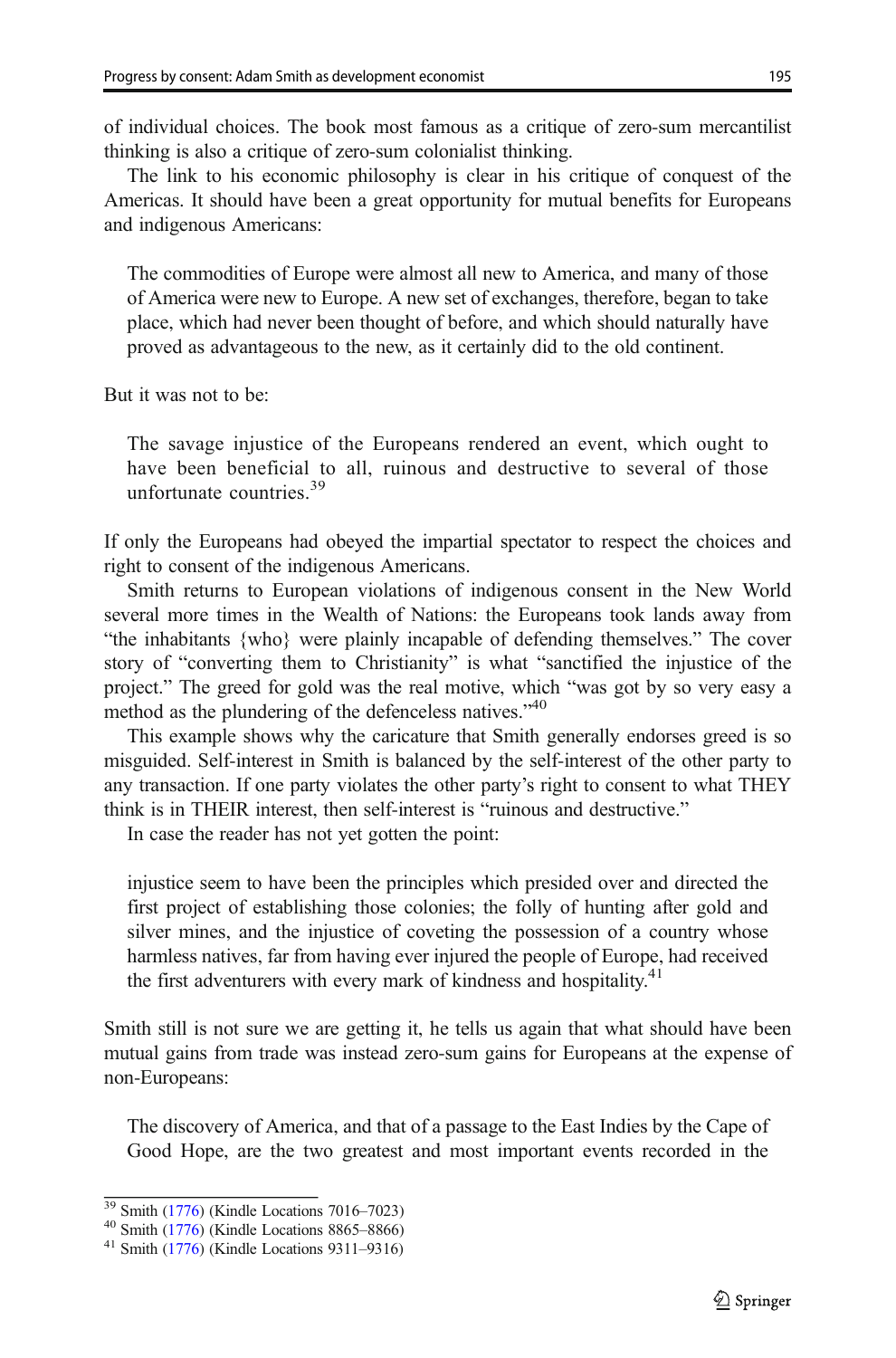of individual choices. The book most famous as a critique of zero-sum mercantilist thinking is also a critique of zero-sum colonialist thinking.

The link to his economic philosophy is clear in his critique of conquest of the Americas. It should have been a great opportunity for mutual benefits for Europeans and indigenous Americans:

> The commodities of Europe were almost all new to America, and many of those of America were new to Europe. A new set of exchanges, therefore, began to take place, which had never been thought of before, and which should naturally have proved as advantageous to the new, as it certainly did to the old continent.

But it was not to be:

> The savage injustice of the Europeans rendered an event, which ought to have been beneficial to all, ruinous and destructive to several of those unfortunate countries.[39]

If only the Europeans had obeyed the impartial spectator to respect the choices and right to consent of the indigenous Americans.

Smith returns to European violations of indigenous consent in the New World several more times in the Wealth of Nations: the Europeans took lands away from "the inhabitants {who} were plainly incapable of defending themselves." The cover story of "converting them to Christianity" is what "sanctified the injustice of the project." The greed for gold was the real motive, which "was got by so very easy a method as the plundering of the defenceless natives."[40]

This example shows why the caricature that Smith generally endorses greed is so misguided. Self-interest in Smith is balanced by the self-interest of the other party to any transaction. If one party violates the other party's right to consent to what THEY think is in THEIR interest, then self-interest is "ruinous and destructive."

In case the reader has not yet gotten the point:

> injustice seem to have been the principles which presided over and directed the first project of establishing those colonies; the folly of hunting after gold and silver mines, and the injustice of coveting the possession of a country whose harmless natives, far from having ever injured the people of Europe, had received the first adventurers with every mark of kindness and hospitality.[41]

Smith still is not sure we are getting it, he tells us again that what should have been mutual gains from trade was instead zero-sum gains for Europeans at the expense of non-Europeans:

> The discovery of America, and that of a passage to the East Indies by the Cape of Good Hope, are the two greatest and most important events recorded in the

---

[39] Smith (1776) (Kindle Locations 7016–7023)

[40] Smith (1776) (Kindle Locations 8865–8866)

[41] Smith (1776) (Kindle Locations 9311–9316)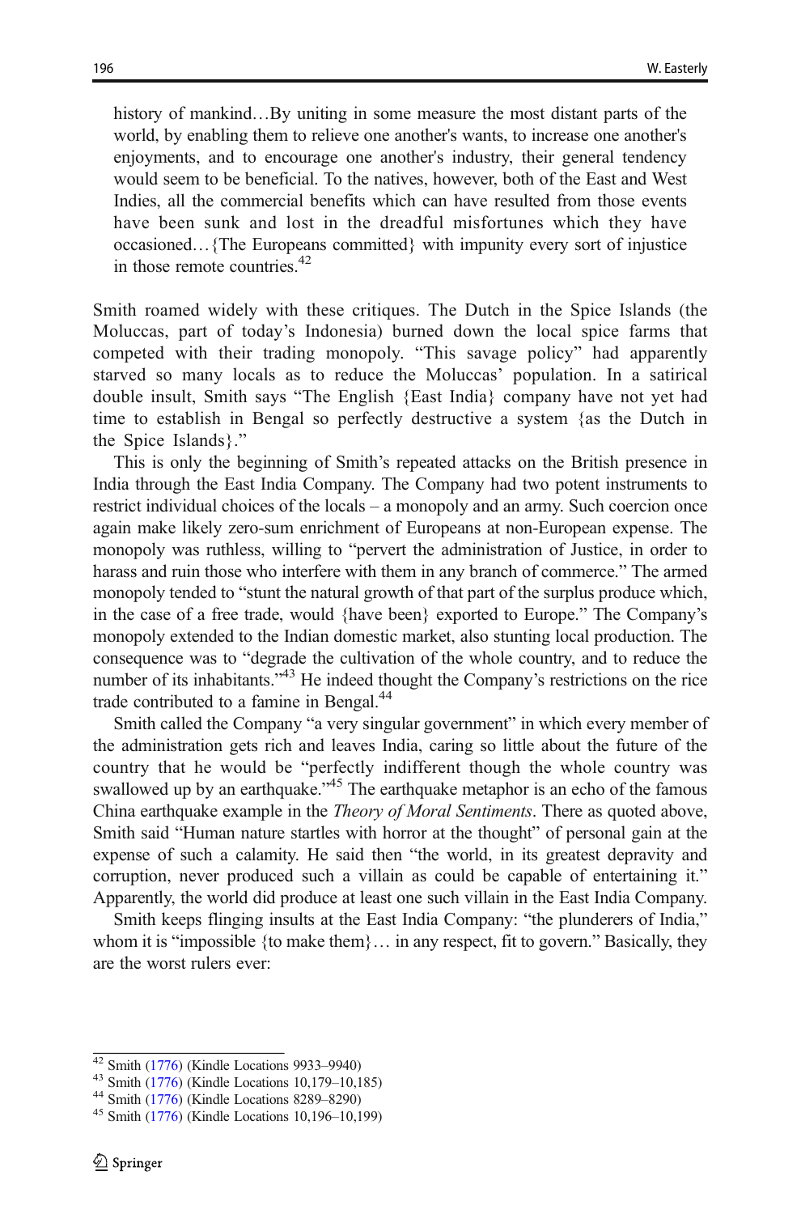> history of mankind…By uniting in some measure the most distant parts of the world, by enabling them to relieve one another's wants, to increase one another's enjoyments, and to encourage one another's industry, their general tendency would seem to be beneficial. To the natives, however, both of the East and West Indies, all the commercial benefits which can have resulted from those events have been sunk and lost in the dreadful misfortunes which they have occasioned…{The Europeans committed} with impunity every sort of injustice in those remote countries.[42]

Smith roamed widely with these critiques. The Dutch in the Spice Islands (the Moluccas, part of today's Indonesia) burned down the local spice farms that competed with their trading monopoly. "This savage policy" had apparently starved so many locals as to reduce the Moluccas' population. In a satirical double insult, Smith says "The English {East India} company have not yet had time to establish in Bengal so perfectly destructive a system {as the Dutch in the Spice Islands}."

This is only the beginning of Smith's repeated attacks on the British presence in India through the East India Company. The Company had two potent instruments to restrict individual choices of the locals – a monopoly and an army. Such coercion once again make likely zero-sum enrichment of Europeans at non-European expense. The monopoly was ruthless, willing to "pervert the administration of Justice, in order to harass and ruin those who interfere with them in any branch of commerce." The armed monopoly tended to "stunt the natural growth of that part of the surplus produce which, in the case of a free trade, would {have been} exported to Europe." The Company's monopoly extended to the Indian domestic market, also stunting local production. The consequence was to "degrade the cultivation of the whole country, and to reduce the number of its inhabitants."[43] He indeed thought the Company's restrictions on the rice trade contributed to a famine in Bengal.[44]

Smith called the Company "a very singular government" in which every member of the administration gets rich and leaves India, caring so little about the future of the country that he would be "perfectly indifferent though the whole country was swallowed up by an earthquake."[45] The earthquake metaphor is an echo of the famous China earthquake example in the *Theory of Moral Sentiments*. There as quoted above, Smith said "Human nature startles with horror at the thought" of personal gain at the expense of such a calamity. He said then "the world, in its greatest depravity and corruption, never produced such a villain as could be capable of entertaining it." Apparently, the world did produce at least one such villain in the East India Company.

Smith keeps flinging insults at the East India Company: "the plunderers of India," whom it is "impossible {to make them}… in any respect, fit to govern." Basically, they are the worst rulers ever:

---

[42] Smith (1776) (Kindle Locations 9933–9940)

[43] Smith (1776) (Kindle Locations 10,179–10,185)

[44] Smith (1776) (Kindle Locations 8289–8290)

[45] Smith (1776) (Kindle Locations 10,196–10,199)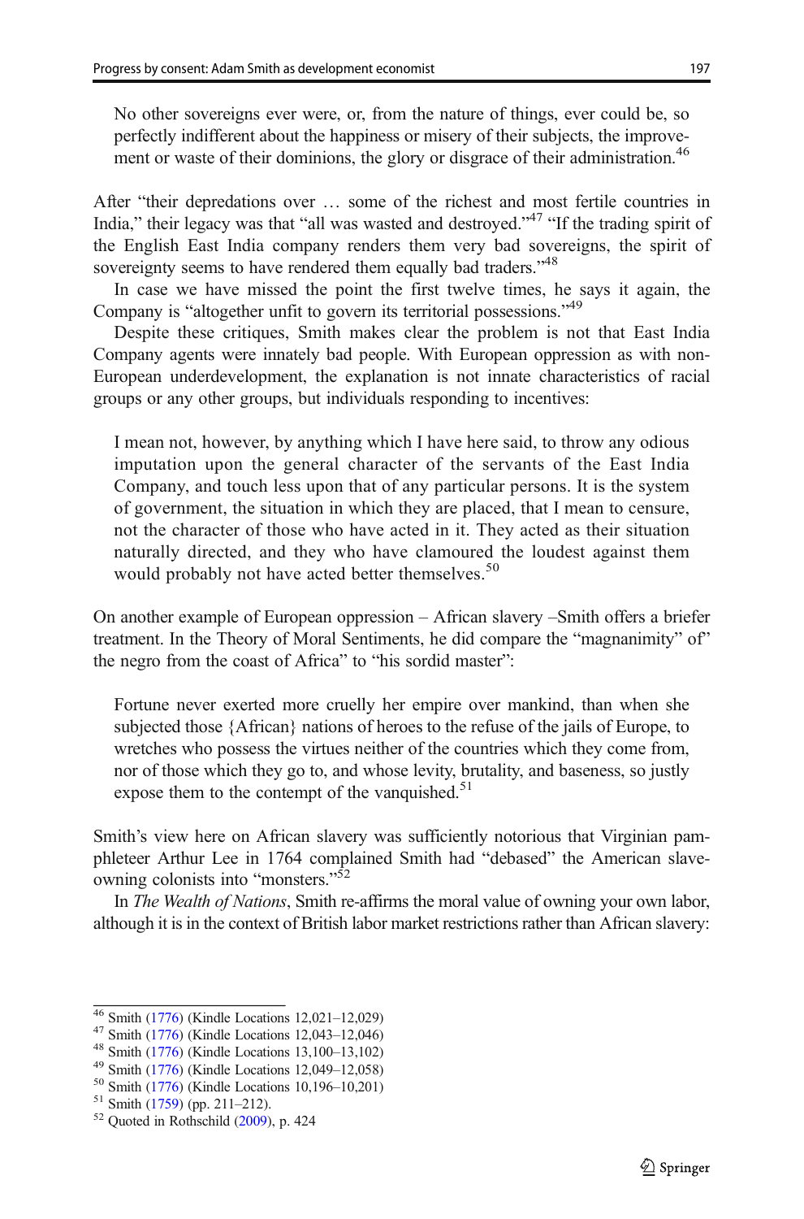> No other sovereigns ever were, or, from the nature of things, ever could be, so perfectly indifferent about the happiness or misery of their subjects, the improvement or waste of their dominions, the glory or disgrace of their administration.[46]

After "their depredations over … some of the richest and most fertile countries in India," their legacy was that "all was wasted and destroyed."[47] "If the trading spirit of the English East India company renders them very bad sovereigns, the spirit of sovereignty seems to have rendered them equally bad traders."[48]

In case we have missed the point the first twelve times, he says it again, the Company is "altogether unfit to govern its territorial possessions."[49]

Despite these critiques, Smith makes clear the problem is not that East India Company agents were innately bad people. With European oppression as with non-European underdevelopment, the explanation is not innate characteristics of racial groups or any other groups, but individuals responding to incentives:

> I mean not, however, by anything which I have here said, to throw any odious imputation upon the general character of the servants of the East India Company, and touch less upon that of any particular persons. It is the system of government, the situation in which they are placed, that I mean to censure, not the character of those who have acted in it. They acted as their situation naturally directed, and they who have clamoured the loudest against them would probably not have acted better themselves.[50]

On another example of European oppression – African slavery –Smith offers a briefer treatment. In the Theory of Moral Sentiments, he did compare the "magnanimity" of" the negro from the coast of Africa" to "his sordid master":

> Fortune never exerted more cruelly her empire over mankind, than when she subjected those {African} nations of heroes to the refuse of the jails of Europe, to wretches who possess the virtues neither of the countries which they come from, nor of those which they go to, and whose levity, brutality, and baseness, so justly expose them to the contempt of the vanquished.[51]

Smith's view here on African slavery was sufficiently notorious that Virginian pamphleteer Arthur Lee in 1764 complained Smith had "debased" the American slave-owning colonists into "monsters."[52]

In *The Wealth of Nations*, Smith re-affirms the moral value of owning your own labor, although it is in the context of British labor market restrictions rather than African slavery:

---

[46] Smith (1776) (Kindle Locations 12,021–12,029)

[47] Smith (1776) (Kindle Locations 12,043–12,046)

[48] Smith (1776) (Kindle Locations 13,100–13,102)

[49] Smith (1776) (Kindle Locations 12,049–12,058)

[50] Smith (1776) (Kindle Locations 10,196–10,201)

[51] Smith (1759) (pp. 211–212).

[52] Quoted in Rothschild (2009), p. 424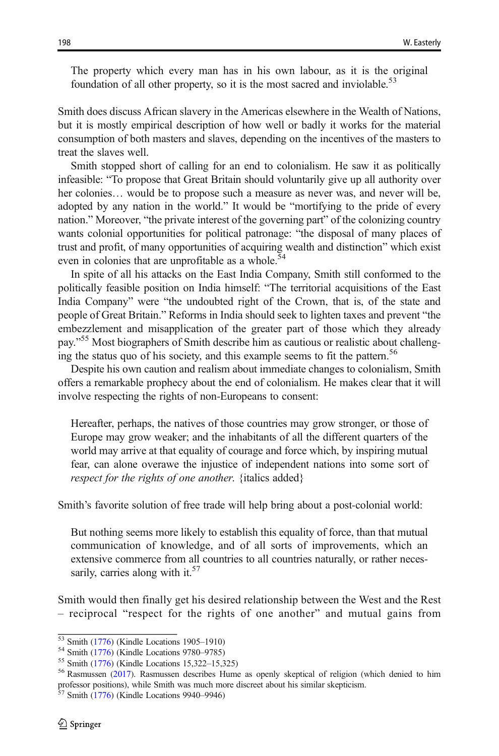> The property which every man has in his own labour, as it is the original foundation of all other property, so it is the most sacred and inviolable.[53]

Smith does discuss African slavery in the Americas elsewhere in the Wealth of Nations, but it is mostly empirical description of how well or badly it works for the material consumption of both masters and slaves, depending on the incentives of the masters to treat the slaves well.

Smith stopped short of calling for an end to colonialism. He saw it as politically infeasible: "To propose that Great Britain should voluntarily give up all authority over her colonies… would be to propose such a measure as never was, and never will be, adopted by any nation in the world." It would be "mortifying to the pride of every nation." Moreover, "the private interest of the governing part" of the colonizing country wants colonial opportunities for political patronage: "the disposal of many places of trust and profit, of many opportunities of acquiring wealth and distinction" which exist even in colonies that are unprofitable as a whole.[54]

In spite of all his attacks on the East India Company, Smith still conformed to the politically feasible position on India himself: "The territorial acquisitions of the East India Company" were "the undoubted right of the Crown, that is, of the state and people of Great Britain." Reforms in India should seek to lighten taxes and prevent "the embezzlement and misapplication of the greater part of those which they already pay."[55] Most biographers of Smith describe him as cautious or realistic about challenging the status quo of his society, and this example seems to fit the pattern.[56]

Despite his own caution and realism about immediate changes to colonialism, Smith offers a remarkable prophecy about the end of colonialism. He makes clear that it will involve respecting the rights of non-Europeans to consent:

> Hereafter, perhaps, the natives of those countries may grow stronger, or those of Europe may grow weaker; and the inhabitants of all the different quarters of the world may arrive at that equality of courage and force which, by inspiring mutual fear, can alone overawe the injustice of independent nations into some sort of *respect for the rights of one another.* {italics added}

Smith's favorite solution of free trade will help bring about a post-colonial world:

> But nothing seems more likely to establish this equality of force, than that mutual communication of knowledge, and of all sorts of improvements, which an extensive commerce from all countries to all countries naturally, or rather necessarily, carries along with it.[57]

Smith would then finally get his desired relationship between the West and the Rest – reciprocal "respect for the rights of one another" and mutual gains from

---

[53] Smith (1776) (Kindle Locations 1905–1910)

[54] Smith (1776) (Kindle Locations 9780–9785)

[55] Smith (1776) (Kindle Locations 15,322–15,325)

[56] Rasmussen (2017). Rasmussen describes Hume as openly skeptical of religion (which denied to him professor positions), while Smith was much more discreet about his similar skepticism.

[57] Smith (1776) (Kindle Locations 9940–9946)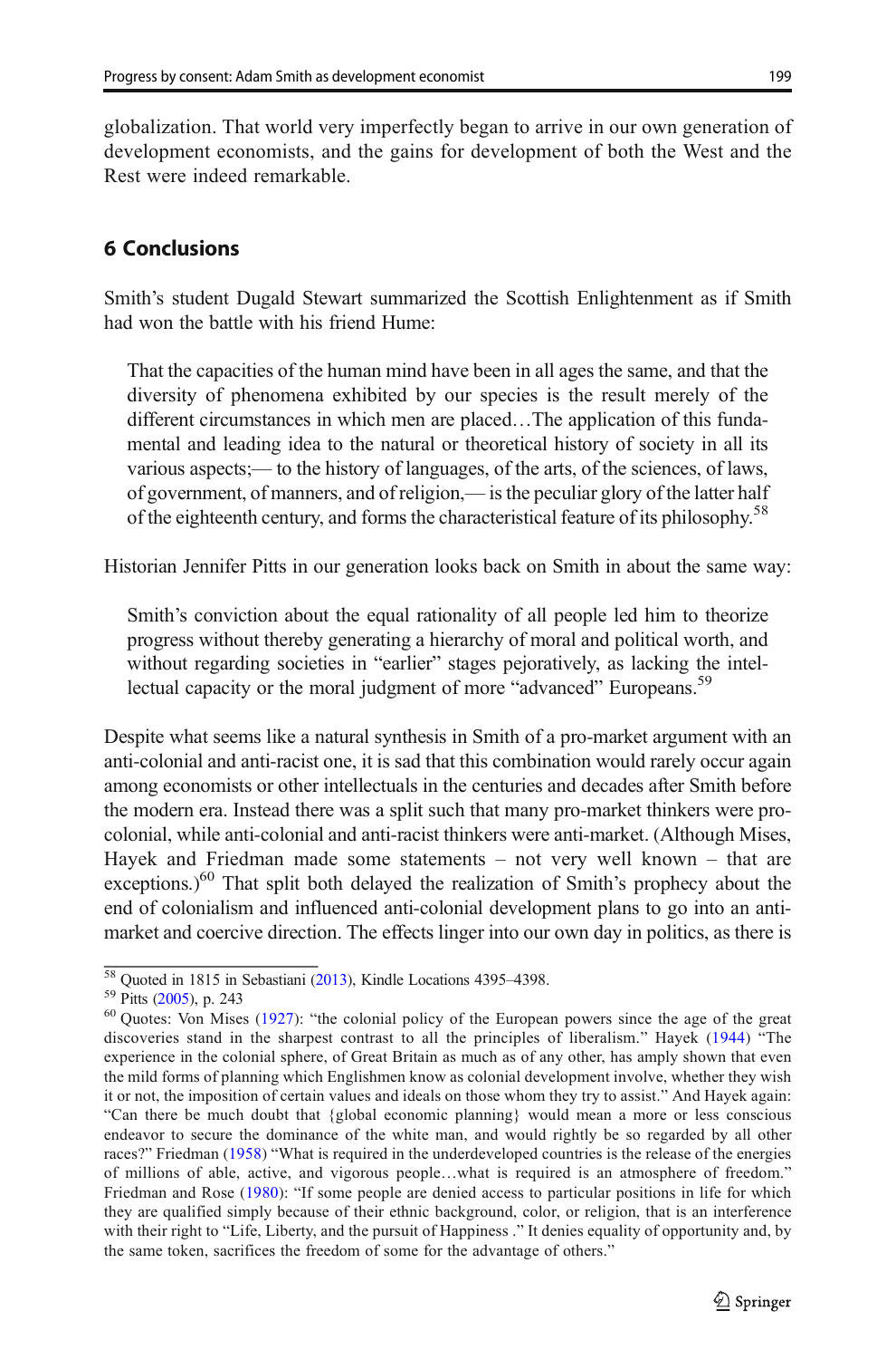globalization. That world very imperfectly began to arrive in our own generation of development economists, and the gains for development of both the West and the Rest were indeed remarkable.

## 6 Conclusions

Smith's student Dugald Stewart summarized the Scottish Enlightenment as if Smith had won the battle with his friend Hume:

> That the capacities of the human mind have been in all ages the same, and that the diversity of phenomena exhibited by our species is the result merely of the different circumstances in which men are placed…The application of this fundamental and leading idea to the natural or theoretical history of society in all its various aspects;— to the history of languages, of the arts, of the sciences, of laws, of government, of manners, and of religion,— is the peculiar glory of the latter half of the eighteenth century, and forms the characteristical feature of its philosophy.[58]

Historian Jennifer Pitts in our generation looks back on Smith in about the same way:

> Smith's conviction about the equal rationality of all people led him to theorize progress without thereby generating a hierarchy of moral and political worth, and without regarding societies in "earlier" stages pejoratively, as lacking the intellectual capacity or the moral judgment of more "advanced" Europeans.[59]

Despite what seems like a natural synthesis in Smith of a pro-market argument with an anti-colonial and anti-racist one, it is sad that this combination would rarely occur again among economists or other intellectuals in the centuries and decades after Smith before the modern era. Instead there was a split such that many pro-market thinkers were pro-colonial, while anti-colonial and anti-racist thinkers were anti-market. (Although Mises, Hayek and Friedman made some statements – not very well known – that are exceptions.)[60] That split both delayed the realization of Smith's prophecy about the end of colonialism and influenced anti-colonial development plans to go into an anti-market and coercive direction. The effects linger into our own day in politics, as there is

---

[58] Quoted in 1815 in Sebastiani (2013), Kindle Locations 4395–4398.

[59] Pitts (2005), p. 243

[60] Quotes: Von Mises (1927): "the colonial policy of the European powers since the age of the great discoveries stand in the sharpest contrast to all the principles of liberalism." Hayek (1944) "The experience in the colonial sphere, of Great Britain as much as of any other, has amply shown that even the mild forms of planning which Englishmen know as colonial development involve, whether they wish it or not, the imposition of certain values and ideals on those whom they try to assist." And Hayek again: "Can there be much doubt that {global economic planning} would mean a more or less conscious endeavor to secure the dominance of the white man, and would rightly be so regarded by all other races?" Friedman (1958) "What is required in the underdeveloped countries is the release of the energies of millions of able, active, and vigorous people…what is required is an atmosphere of freedom." Friedman and Rose (1980): "If some people are denied access to particular positions in life for which they are qualified simply because of their ethnic background, color, or religion, that is an interference with their right to "Life, Liberty, and the pursuit of Happiness ." It denies equality of opportunity and, by the same token, sacrifices the freedom of some for the advantage of others."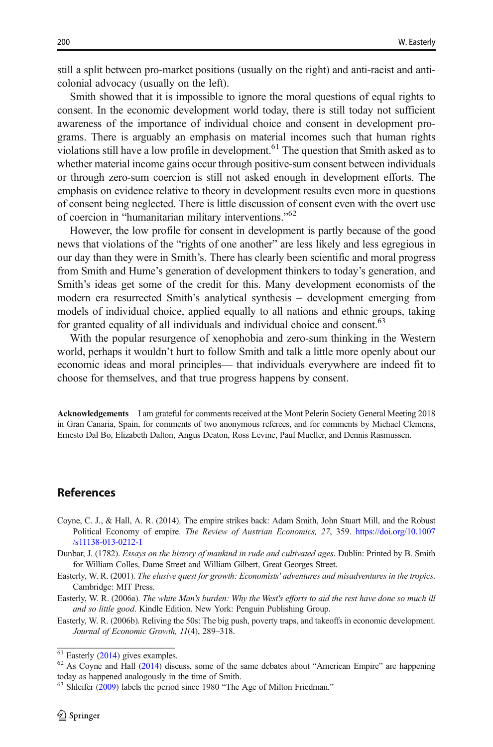still a split between pro-market positions (usually on the right) and anti-racist and anti-colonial advocacy (usually on the left).

Smith showed that it is impossible to ignore the moral questions of equal rights to consent. In the economic development world today, there is still today not sufficient awareness of the importance of individual choice and consent in development programs. There is arguably an emphasis on material incomes such that human rights violations still have a low profile in development.[61] The question that Smith asked as to whether material income gains occur through positive-sum consent between individuals or through zero-sum coercion is still not asked enough in development efforts. The emphasis on evidence relative to theory in development results even more in questions of consent being neglected. There is little discussion of consent even with the overt use of coercion in "humanitarian military interventions."[62]

However, the low profile for consent in development is partly because of the good news that violations of the "rights of one another" are less likely and less egregious in our day than they were in Smith's. There has clearly been scientific and moral progress from Smith and Hume's generation of development thinkers to today's generation, and Smith's ideas get some of the credit for this. Many development economists of the modern era resurrected Smith's analytical synthesis – development emerging from models of individual choice, applied equally to all nations and ethnic groups, taking for granted equality of all individuals and individual choice and consent.[63]

With the popular resurgence of xenophobia and zero-sum thinking in the Western world, perhaps it wouldn't hurt to follow Smith and talk a little more openly about our economic ideas and moral principles— that individuals everywhere are indeed fit to choose for themselves, and that true progress happens by consent.

**Acknowledgements** I am grateful for comments received at the Mont Pelerin Society General Meeting 2018 in Gran Canaria, Spain, for comments of two anonymous referees, and for comments by Michael Clemens, Ernesto Dal Bo, Elizabeth Dalton, Angus Deaton, Ross Levine, Paul Mueller, and Dennis Rasmussen.

## References

Coyne, C. J., & Hall, A. R. (2014). The empire strikes back: Adam Smith, John Stuart Mill, and the Robust Political Economy of empire. *The Review of Austrian Economics, 27*, 359. https://doi.org/10.1007/s11138-013-0212-1

Dunbar, J. (1782). *Essays on the history of mankind in rude and cultivated ages*. Dublin: Printed by B. Smith for William Colles, Dame Street and William Gilbert, Great Georges Street.

Easterly, W. R. (2001). *The elusive quest for growth: Economists' adventures and misadventures in the tropics*. Cambridge: MIT Press.

Easterly, W. R. (2006a). *The white Man's burden: Why the West's efforts to aid the rest have done so much ill and so little good*. Kindle Edition. New York: Penguin Publishing Group.

Easterly, W. R. (2006b). Reliving the 50s: The big push, poverty traps, and takeoffs in economic development. *Journal of Economic Growth, 11*(4), 289–318.

[61] Easterly (2014) gives examples.

[62] As Coyne and Hall (2014) discuss, some of the same debates about "American Empire" are happening today as happened analogously in the time of Smith.

[63] Shleifer (2009) labels the period since 1980 "The Age of Milton Friedman."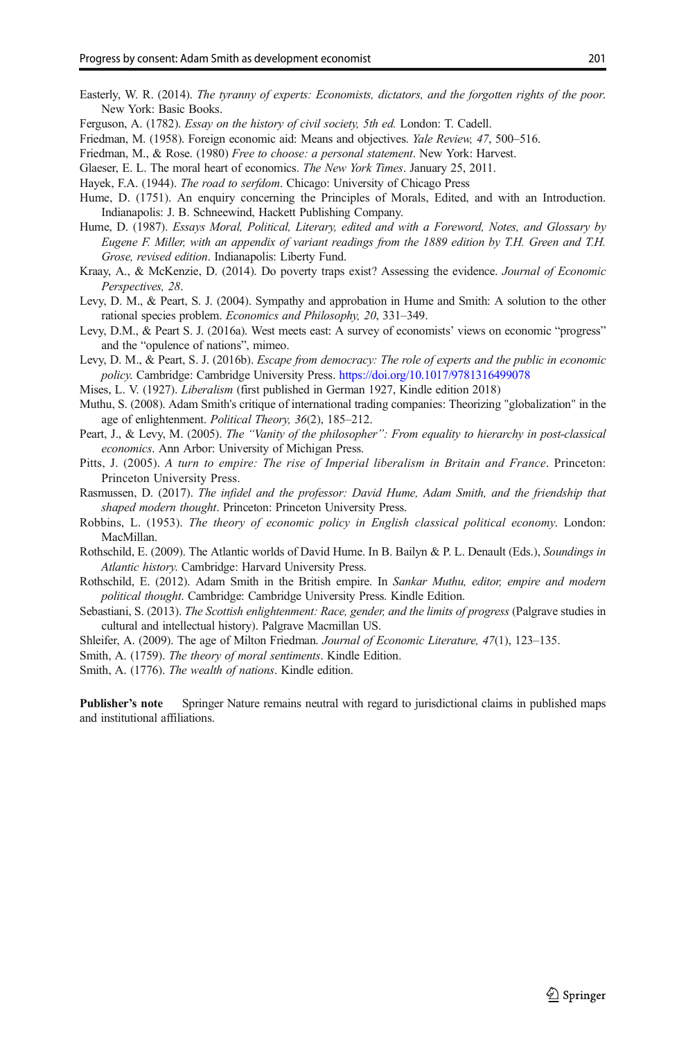Easterly, W. R. (2014). *The tyranny of experts: Economists, dictators, and the forgotten rights of the poor.* New York: Basic Books.

Ferguson, A. (1782). *Essay on the history of civil society, 5th ed.* London: T. Cadell.

Friedman, M. (1958). Foreign economic aid: Means and objectives. *Yale Review, 47*, 500–516.

Friedman, M., & Rose. (1980) *Free to choose: a personal statement*. New York: Harvest.

Glaeser, E. L. The moral heart of economics. *The New York Times*. January 25, 2011.

Hayek, F.A. (1944). *The road to serfdom*. Chicago: University of Chicago Press

Hume, D. (1751). An enquiry concerning the Principles of Morals, Edited, and with an Introduction. Indianapolis: J. B. Schneewind, Hackett Publishing Company.

Hume, D. (1987). *Essays Moral, Political, Literary, edited and with a Foreword, Notes, and Glossary by Eugene F. Miller, with an appendix of variant readings from the 1889 edition by T.H. Green and T.H. Grose, revised edition*. Indianapolis: Liberty Fund.

Kraay, A., & McKenzie, D. (2014). Do poverty traps exist? Assessing the evidence. *Journal of Economic Perspectives, 28*.

Levy, D. M., & Peart, S. J. (2004). Sympathy and approbation in Hume and Smith: A solution to the other rational species problem. *Economics and Philosophy, 20*, 331–349.

Levy, D.M., & Peart S. J. (2016a). West meets east: A survey of economists' views on economic "progress" and the "opulence of nations", mimeo.

Levy, D. M., & Peart, S. J. (2016b). *Escape from democracy: The role of experts and the public in economic policy.* Cambridge: Cambridge University Press. https://doi.org/10.1017/9781316499078

Mises, L. V. (1927). *Liberalism* (first published in German 1927, Kindle edition 2018)

Muthu, S. (2008). Adam Smith's critique of international trading companies: Theorizing "globalization" in the age of enlightenment. *Political Theory, 36*(2), 185–212.

Peart, J., & Levy, M. (2005). *The "Vanity of the philosopher": From equality to hierarchy in post-classical economics*. Ann Arbor: University of Michigan Press.

Pitts, J. (2005). *A turn to empire: The rise of Imperial liberalism in Britain and France*. Princeton: Princeton University Press.

Rasmussen, D. (2017). *The infidel and the professor: David Hume, Adam Smith, and the friendship that shaped modern thought*. Princeton: Princeton University Press.

Robbins, L. (1953). *The theory of economic policy in English classical political economy*. London: MacMillan.

Rothschild, E. (2009). The Atlantic worlds of David Hume. In B. Bailyn & P. L. Denault (Eds.), *Soundings in Atlantic history*. Cambridge: Harvard University Press.

Rothschild, E. (2012). Adam Smith in the British empire. In *Sankar Muthu, editor, empire and modern political thought*. Cambridge: Cambridge University Press. Kindle Edition.

Sebastiani, S. (2013). *The Scottish enlightenment: Race, gender, and the limits of progress* (Palgrave studies in cultural and intellectual history). Palgrave Macmillan US.

Shleifer, A. (2009). The age of Milton Friedman. *Journal of Economic Literature, 47*(1), 123–135.

Smith, A. (1759). *The theory of moral sentiments*. Kindle Edition.

Smith, A. (1776). *The wealth of nations*. Kindle edition.

**Publisher's note** Springer Nature remains neutral with regard to jurisdictional claims in published maps and institutional affiliations.